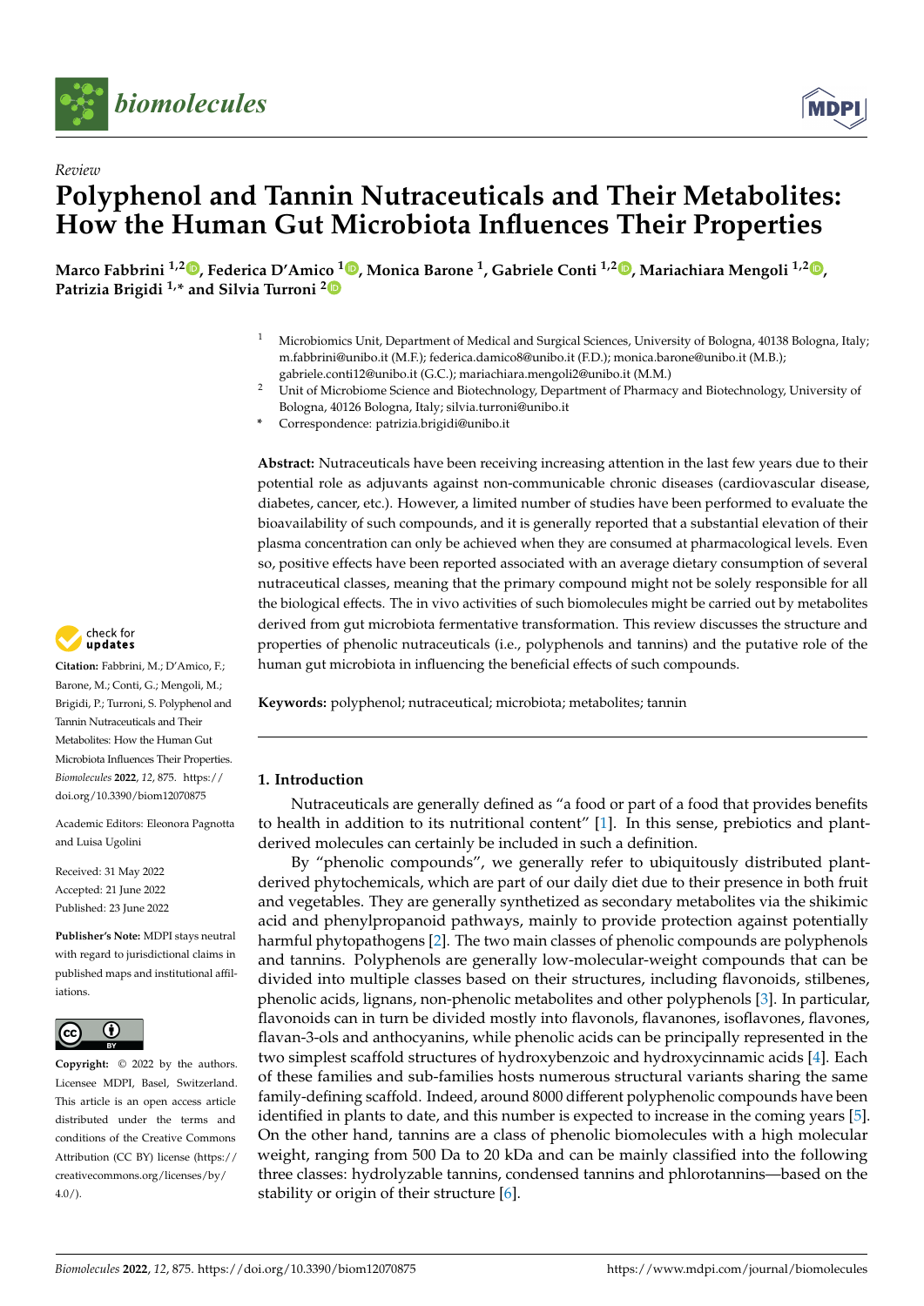Review

# Polyphenol and Tannin Nutraceuticals and Their Metabolites: How the Human Gut Microbiota Influences Their Properties

**Marco Fabbrini [1,2], Federica D'Amico [1], Monica Barone [1], Gabriele Conti [1,2], Mariachiara Mengoli [1,2], Patrizia Brigidi [1,*] and Silvia Turroni [2]**

[1] Microbiomics Unit, Department of Medical and Surgical Sciences, University of Bologna, 40138 Bologna, Italy; m.fabbrini@unibo.it (M.F.); federica.damico8@unibo.it (F.D.); monica.barone@unibo.it (M.B.); gabriele.conti12@unibo.it (G.C.); mariachiara.mengoli2@unibo.it (M.M.)

[2] Unit of Microbiome Science and Biotechnology, Department of Pharmacy and Biotechnology, University of Bologna, 40126 Bologna, Italy; silvia.turroni@unibo.it

[*] Correspondence: patrizia.brigidi@unibo.it

**Abstract:** Nutraceuticals have been receiving increasing attention in the last few years due to their potential role as adjuvants against non-communicable chronic diseases (cardiovascular disease, diabetes, cancer, etc.). However, a limited number of studies have been performed to evaluate the bioavailability of such compounds, and it is generally reported that a substantial elevation of their plasma concentration can only be achieved when they are consumed at pharmacological levels. Even so, positive effects have been reported associated with an average dietary consumption of several nutraceutical classes, meaning that the primary compound might not be solely responsible for all the biological effects. The in vivo activities of such biomolecules might be carried out by metabolites derived from gut microbiota fermentative transformation. This review discusses the structure and properties of phenolic nutraceuticals (i.e., polyphenols and tannins) and the putative role of the human gut microbiota in influencing the beneficial effects of such compounds.

**Keywords:** polyphenol; nutraceutical; microbiota; metabolites; tannin

**Citation:** Fabbrini, M.; D'Amico, F.; Barone, M.; Conti, G.; Mengoli, M.; Brigidi, P.; Turroni, S. Polyphenol and Tannin Nutraceuticals and Their Metabolites: How the Human Gut Microbiota Influences Their Properties. *Biomolecules* **2022**, *12*, 875. https://doi.org/10.3390/biom12070875

Academic Editors: Eleonora Pagnotta and Luisa Ugolini

Received: 31 May 2022
Accepted: 21 June 2022
Published: 23 June 2022

**Publisher's Note:** MDPI stays neutral with regard to jurisdictional claims in published maps and institutional affiliations.

**Copyright:** © 2022 by the authors. Licensee MDPI, Basel, Switzerland. This article is an open access article distributed under the terms and conditions of the Creative Commons Attribution (CC BY) license (https://creativecommons.org/licenses/by/4.0/).

## 1. Introduction

Nutraceuticals are generally defined as "a food or part of a food that provides benefits to health in addition to its nutritional content" [1]. In this sense, prebiotics and plant-derived molecules can certainly be included in such a definition.

By "phenolic compounds", we generally refer to ubiquitously distributed plant-derived phytochemicals, which are part of our daily diet due to their presence in both fruit and vegetables. They are generally synthetized as secondary metabolites via the shikimic acid and phenylpropanoid pathways, mainly to provide protection against potentially harmful phytopathogens [2]. The two main classes of phenolic compounds are polyphenols and tannins. Polyphenols are generally low-molecular-weight compounds that can be divided into multiple classes based on their structures, including flavonoids, stilbenes, phenolic acids, lignans, non-phenolic metabolites and other polyphenols [3]. In particular, flavonoids can in turn be divided mostly into flavonols, flavanones, isoflavones, flavones, flavan-3-ols and anthocyanins, while phenolic acids can be principally represented in the two simplest scaffold structures of hydroxybenzoic and hydroxycinnamic acids [4]. Each of these families and sub-families hosts numerous structural variants sharing the same family-defining scaffold. Indeed, around 8000 different polyphenolic compounds have been identified in plants to date, and this number is expected to increase in the coming years [5]. On the other hand, tannins are a class of phenolic biomolecules with a high molecular weight, ranging from 500 Da to 20 kDa and can be mainly classified into the following three classes: hydrolyzable tannins, condensed tannins and phlorotannins—based on the stability or origin of their structure [6].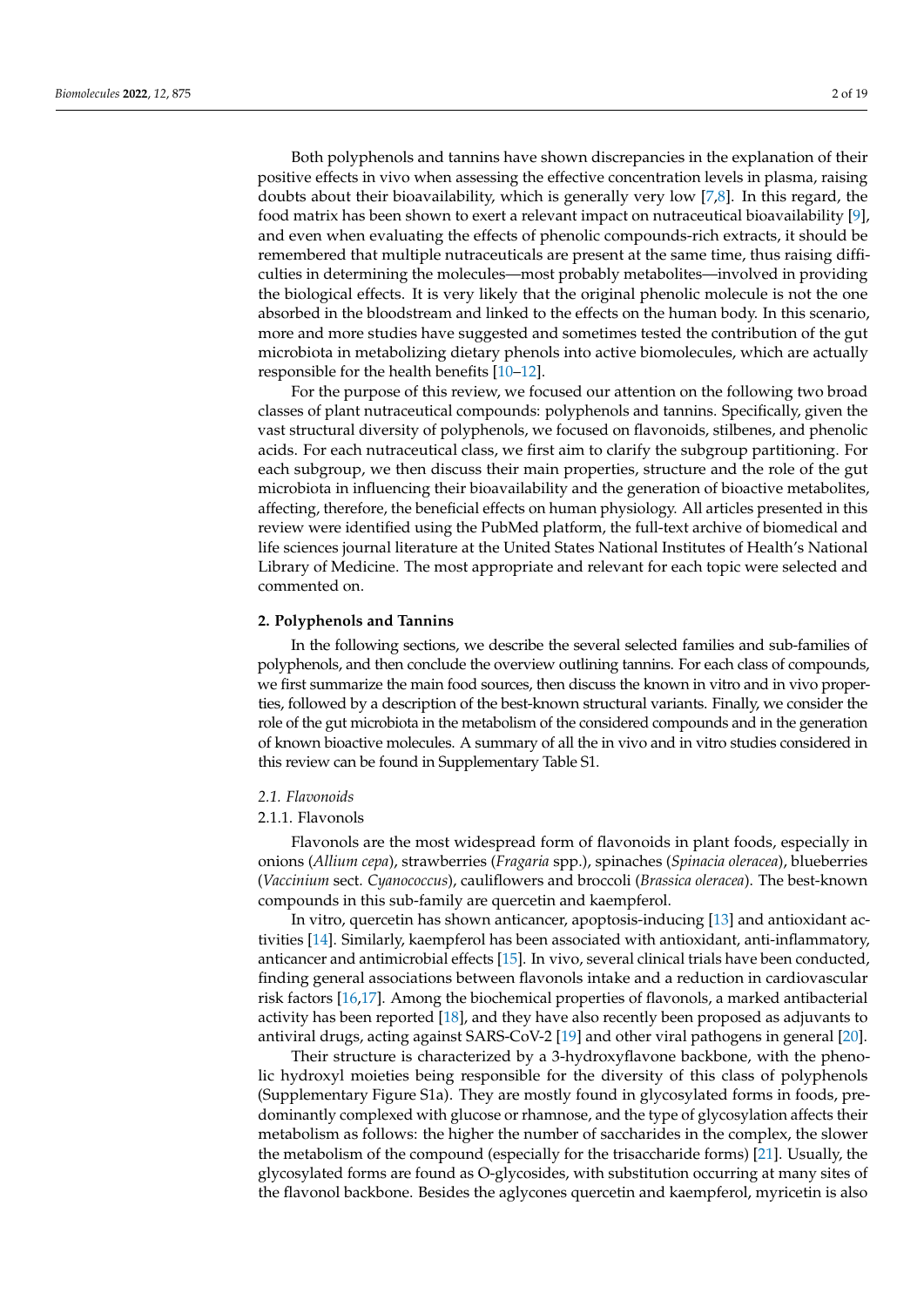Both polyphenols and tannins have shown discrepancies in the explanation of their positive effects in vivo when assessing the effective concentration levels in plasma, raising doubts about their bioavailability, which is generally very low [7,8]. In this regard, the food matrix has been shown to exert a relevant impact on nutraceutical bioavailability [9], and even when evaluating the effects of phenolic compounds-rich extracts, it should be remembered that multiple nutraceuticals are present at the same time, thus raising difficulties in determining the molecules—most probably metabolites—involved in providing the biological effects. It is very likely that the original phenolic molecule is not the one absorbed in the bloodstream and linked to the effects on the human body. In this scenario, more and more studies have suggested and sometimes tested the contribution of the gut microbiota in metabolizing dietary phenols into active biomolecules, which are actually responsible for the health benefits [10–12].

For the purpose of this review, we focused our attention on the following two broad classes of plant nutraceutical compounds: polyphenols and tannins. Specifically, given the vast structural diversity of polyphenols, we focused on flavonoids, stilbenes, and phenolic acids. For each nutraceutical class, we first aim to clarify the subgroup partitioning. For each subgroup, we then discuss their main properties, structure and the role of the gut microbiota in influencing their bioavailability and the generation of bioactive metabolites, affecting, therefore, the beneficial effects on human physiology. All articles presented in this review were identified using the PubMed platform, the full-text archive of biomedical and life sciences journal literature at the United States National Institutes of Health's National Library of Medicine. The most appropriate and relevant for each topic were selected and commented on.

## 2. Polyphenols and Tannins

In the following sections, we describe the several selected families and sub-families of polyphenols, and then conclude the overview outlining tannins. For each class of compounds, we first summarize the main food sources, then discuss the known in vitro and in vivo properties, followed by a description of the best-known structural variants. Finally, we consider the role of the gut microbiota in the metabolism of the considered compounds and in the generation of known bioactive molecules. A summary of all the in vivo and in vitro studies considered in this review can be found in Supplementary Table S1.

### *2.1. Flavonoids*

#### 2.1.1. Flavonols

Flavonols are the most widespread form of flavonoids in plant foods, especially in onions (*Allium cepa*), strawberries (*Fragaria* spp.), spinaches (*Spinacia oleracea*), blueberries (*Vaccinium* sect. *Cyanococcus*), cauliflowers and broccoli (*Brassica oleracea*). The best-known compounds in this sub-family are quercetin and kaempferol.

In vitro, quercetin has shown anticancer, apoptosis-inducing [13] and antioxidant activities [14]. Similarly, kaempferol has been associated with antioxidant, anti-inflammatory, anticancer and antimicrobial effects [15]. In vivo, several clinical trials have been conducted, finding general associations between flavonols intake and a reduction in cardiovascular risk factors [16,17]. Among the biochemical properties of flavonols, a marked antibacterial activity has been reported [18], and they have also recently been proposed as adjuvants to antiviral drugs, acting against SARS-CoV-2 [19] and other viral pathogens in general [20].

Their structure is characterized by a 3-hydroxyflavone backbone, with the phenolic hydroxyl moieties being responsible for the diversity of this class of polyphenols (Supplementary Figure S1a). They are mostly found in glycosylated forms in foods, predominantly complexed with glucose or rhamnose, and the type of glycosylation affects their metabolism as follows: the higher the number of saccharides in the complex, the slower the metabolism of the compound (especially for the trisaccharide forms) [21]. Usually, the glycosylated forms are found as O-glycosides, with substitution occurring at many sites of the flavonol backbone. Besides the aglycones quercetin and kaempferol, myricetin is also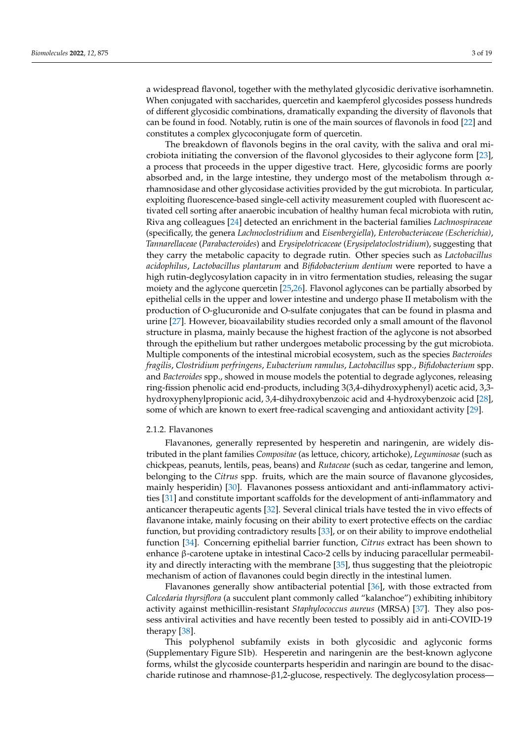a widespread flavonol, together with the methylated glycosidic derivative isorhamnetin. When conjugated with saccharides, quercetin and kaempferol glycosides possess hundreds of different glycosidic combinations, dramatically expanding the diversity of flavonols that can be found in food. Notably, rutin is one of the main sources of flavonols in food [22] and constitutes a complex glycoconjugate form of quercetin.

The breakdown of flavonols begins in the oral cavity, with the saliva and oral microbiota initiating the conversion of the flavonol glycosides to their aglycone form [23], a process that proceeds in the upper digestive tract. Here, glycosidic forms are poorly absorbed and, in the large intestine, they undergo most of the metabolism through α-rhamnosidase and other glycosidase activities provided by the gut microbiota. In particular, exploiting fluorescence-based single-cell activity measurement coupled with fluorescent activated cell sorting after anaerobic incubation of healthy human fecal microbiota with rutin, Riva ang colleagues [24] detected an enrichment in the bacterial families *Lachnospiraceae* (specifically, the genera *Lachnoclostridium* and *Eisenbergiella*), *Enterobacteriaceae (Escherichia)*, *Tannarellaceae* (*Parabacteroides*) and *Erysipelotricaceae* (*Erysipelatoclostridium*), suggesting that they carry the metabolic capacity to degrade rutin. Other species such as *Lactobacillus acidophilus*, *Lactobacillus plantarum* and *Bifidobacterium dentium* were reported to have a high rutin-deglycosylation capacity in in vitro fermentation studies, releasing the sugar moiety and the aglycone quercetin [25,26]. Flavonol aglycones can be partially absorbed by epithelial cells in the upper and lower intestine and undergo phase II metabolism with the production of O-glucuronide and O-sulfate conjugates that can be found in plasma and urine [27]. However, bioavailability studies recorded only a small amount of the flavonol structure in plasma, mainly because the highest fraction of the aglycone is not absorbed through the epithelium but rather undergoes metabolic processing by the gut microbiota. Multiple components of the intestinal microbial ecosystem, such as the species *Bacteroides fragilis*, *Clostridium perfringens*, *Eubacterium ramulus*, *Lactobacillus* spp., *Bifidobacterium* spp. and *Bacteroides* spp., showed in mouse models the potential to degrade aglycones, releasing ring-fission phenolic acid end-products, including 3(3,4-dihydroxyphenyl) acetic acid, 3,3-hydroxyphenylpropionic acid, 3,4-dihydroxybenzoic acid and 4-hydroxybenzoic acid [28], some of which are known to exert free-radical scavenging and antioxidant activity [29].

#### 2.1.2. Flavanones

Flavanones, generally represented by hesperetin and naringenin, are widely distributed in the plant families *Compositae* (as lettuce, chicory, artichoke), *Leguminosae* (such as chickpeas, peanuts, lentils, peas, beans) and *Rutaceae* (such as cedar, tangerine and lemon, belonging to the *Citrus* spp. fruits, which are the main source of flavanone glycosides, mainly hesperidin) [30]. Flavanones possess antioxidant and anti-inflammatory activities [31] and constitute important scaffolds for the development of anti-inflammatory and anticancer therapeutic agents [32]. Several clinical trials have tested the in vivo effects of flavanone intake, mainly focusing on their ability to exert protective effects on the cardiac function, but providing contradictory results [33], or on their ability to improve endothelial function [34]. Concerning epithelial barrier function, *Citrus* extract has been shown to enhance β-carotene uptake in intestinal Caco-2 cells by inducing paracellular permeability and directly interacting with the membrane [35], thus suggesting that the pleiotropic mechanism of action of flavanones could begin directly in the intestinal lumen.

Flavanones generally show antibacterial potential [36], with those extracted from *Calcedaria thyrsiflora* (a succulent plant commonly called "kalanchoe") exhibiting inhibitory activity against methicillin-resistant *Staphylococcus aureus* (MRSA) [37]. They also possess antiviral activities and have recently been tested to possibly aid in anti-COVID-19 therapy [38].

This polyphenol subfamily exists in both glycosidic and aglyconic forms (Supplementary Figure S1b). Hesperetin and naringenin are the best-known aglycone forms, whilst the glycoside counterparts hesperidin and naringin are bound to the disaccharide rutinose and rhamnose-β1,2-glucose, respectively. The deglycosylation process—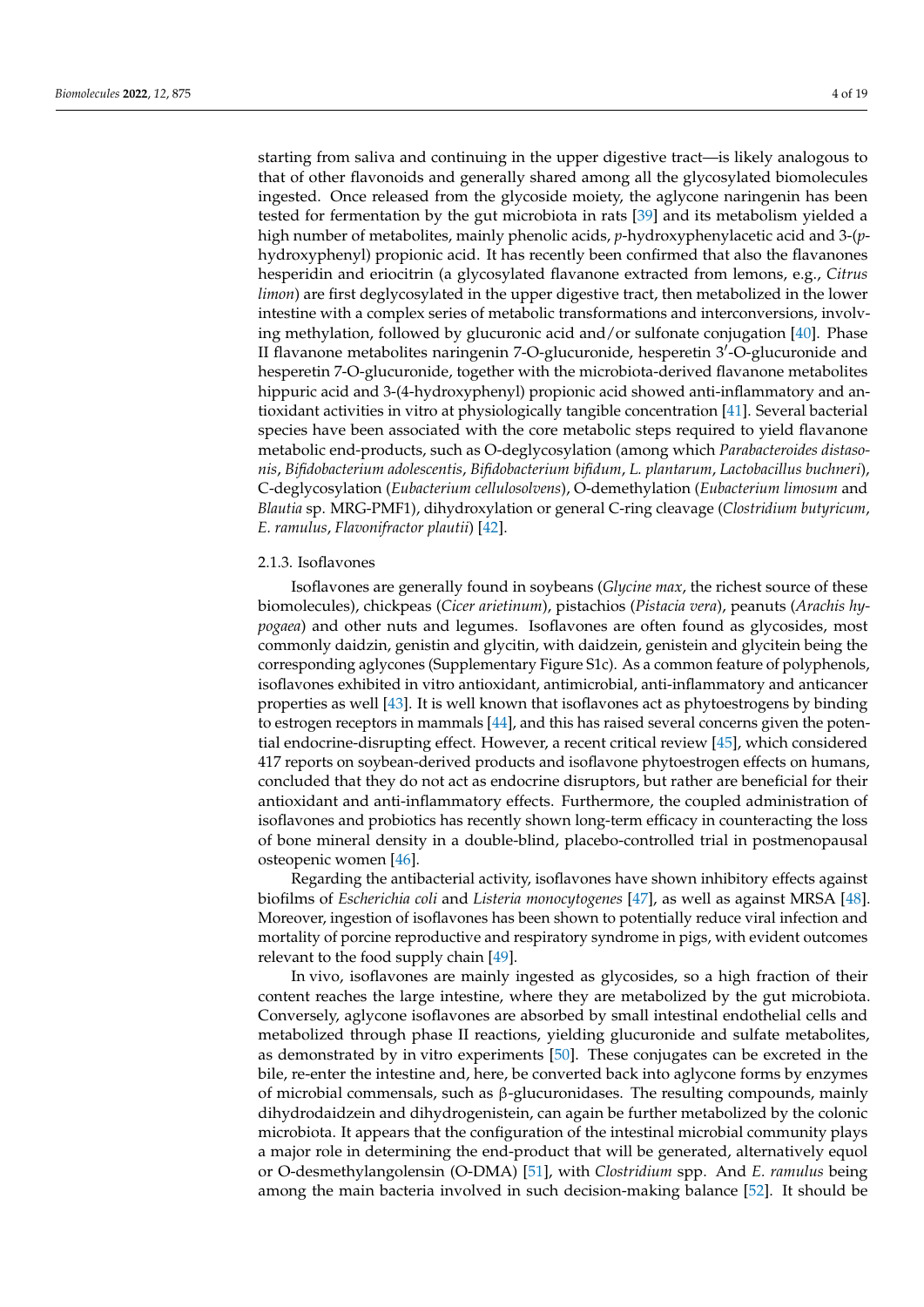starting from saliva and continuing in the upper digestive tract—is likely analogous to that of other flavonoids and generally shared among all the glycosylated biomolecules ingested. Once released from the glycoside moiety, the aglycone naringenin has been tested for fermentation by the gut microbiota in rats [39] and its metabolism yielded a high number of metabolites, mainly phenolic acids, *p*-hydroxyphenylacetic acid and 3-(*p*-hydroxyphenyl) propionic acid. It has recently been confirmed that also the flavanones hesperidin and eriocitrin (a glycosylated flavanone extracted from lemons, e.g., *Citrus limon*) are first deglycosylated in the upper digestive tract, then metabolized in the lower intestine with a complex series of metabolic transformations and interconversions, involving methylation, followed by glucuronic acid and/or sulfonate conjugation [40]. Phase II flavanone metabolites naringenin 7-O-glucuronide, hesperetin 3′-O-glucuronide and hesperetin 7-O-glucuronide, together with the microbiota-derived flavanone metabolites hippuric acid and 3-(4-hydroxyphenyl) propionic acid showed anti-inflammatory and antioxidant activities in vitro at physiologically tangible concentration [41]. Several bacterial species have been associated with the core metabolic steps required to yield flavanone metabolic end-products, such as O-deglycosylation (among which *Parabacteroides distasonis*, *Bifidobacterium adolescentis*, *Bifidobacterium bifidum*, *L. plantarum*, *Lactobacillus buchneri*), C-deglycosylation (*Eubacterium cellulosolvens*), O-demethylation (*Eubacterium limosum* and *Blautia* sp. MRG-PMF1), dihydroxylation or general C-ring cleavage (*Clostridium butyricum*, *E. ramulus*, *Flavonifractor plautii*) [42].

### 2.1.3. Isoflavones

Isoflavones are generally found in soybeans (*Glycine max*, the richest source of these biomolecules), chickpeas (*Cicer arietinum*), pistachios (*Pistacia vera*), peanuts (*Arachis hypogaea*) and other nuts and legumes. Isoflavones are often found as glycosides, most commonly daidzin, genistin and glycitin, with daidzein, genistein and glycitein being the corresponding aglycones (Supplementary Figure S1c). As a common feature of polyphenols, isoflavones exhibited in vitro antioxidant, antimicrobial, anti-inflammatory and anticancer properties as well [43]. It is well known that isoflavones act as phytoestrogens by binding to estrogen receptors in mammals [44], and this has raised several concerns given the potential endocrine-disrupting effect. However, a recent critical review [45], which considered 417 reports on soybean-derived products and isoflavone phytoestrogen effects on humans, concluded that they do not act as endocrine disruptors, but rather are beneficial for their antioxidant and anti-inflammatory effects. Furthermore, the coupled administration of isoflavones and probiotics has recently shown long-term efficacy in counteracting the loss of bone mineral density in a double-blind, placebo-controlled trial in postmenopausal osteopenic women [46].

Regarding the antibacterial activity, isoflavones have shown inhibitory effects against biofilms of *Escherichia coli* and *Listeria monocytogenes* [47], as well as against MRSA [48]. Moreover, ingestion of isoflavones has been shown to potentially reduce viral infection and mortality of porcine reproductive and respiratory syndrome in pigs, with evident outcomes relevant to the food supply chain [49].

In vivo, isoflavones are mainly ingested as glycosides, so a high fraction of their content reaches the large intestine, where they are metabolized by the gut microbiota. Conversely, aglycone isoflavones are absorbed by small intestinal endothelial cells and metabolized through phase II reactions, yielding glucuronide and sulfate metabolites, as demonstrated by in vitro experiments [50]. These conjugates can be excreted in the bile, re-enter the intestine and, here, be converted back into aglycone forms by enzymes of microbial commensals, such as β-glucuronidases. The resulting compounds, mainly dihydrodaidzein and dihydrogenistein, can again be further metabolized by the colonic microbiota. It appears that the configuration of the intestinal microbial community plays a major role in determining the end-product that will be generated, alternatively equol or O-desmethylangolensin (O-DMA) [51], with *Clostridium* spp. And *E. ramulus* being among the main bacteria involved in such decision-making balance [52]. It should be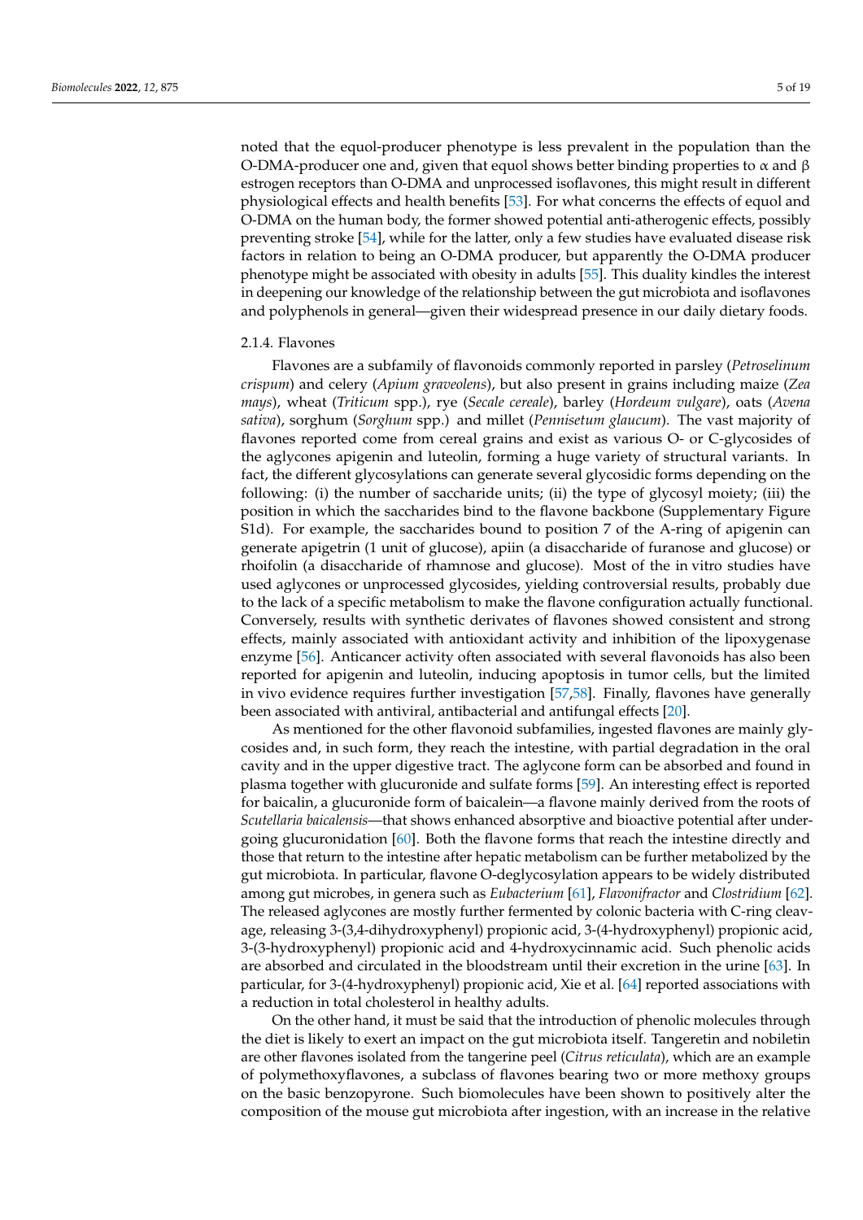noted that the equol-producer phenotype is less prevalent in the population than the O-DMA-producer one and, given that equol shows better binding properties to α and β estrogen receptors than O-DMA and unprocessed isoflavones, this might result in different physiological effects and health benefits [53]. For what concerns the effects of equol and O-DMA on the human body, the former showed potential anti-atherogenic effects, possibly preventing stroke [54], while for the latter, only a few studies have evaluated disease risk factors in relation to being an O-DMA producer, but apparently the O-DMA producer phenotype might be associated with obesity in adults [55]. This duality kindles the interest in deepening our knowledge of the relationship between the gut microbiota and isoflavones and polyphenols in general—given their widespread presence in our daily dietary foods.

#### 2.1.4. Flavones

Flavones are a subfamily of flavonoids commonly reported in parsley (*Petroselinum crispum*) and celery (*Apium graveolens*), but also present in grains including maize (*Zea mays*), wheat (*Triticum* spp.), rye (*Secale cereale*), barley (*Hordeum vulgare*), oats (*Avena sativa*), sorghum (*Sorghum* spp.) and millet (*Pennisetum glaucum*). The vast majority of flavones reported come from cereal grains and exist as various O- or C-glycosides of the aglycones apigenin and luteolin, forming a huge variety of structural variants. In fact, the different glycosylations can generate several glycosidic forms depending on the following: (i) the number of saccharide units; (ii) the type of glycosyl moiety; (iii) the position in which the saccharides bind to the flavone backbone (Supplementary Figure S1d). For example, the saccharides bound to position 7 of the A-ring of apigenin can generate apigetrin (1 unit of glucose), apiin (a disaccharide of furanose and glucose) or rhoifolin (a disaccharide of rhamnose and glucose). Most of the in vitro studies have used aglycones or unprocessed glycosides, yielding controversial results, probably due to the lack of a specific metabolism to make the flavone configuration actually functional. Conversely, results with synthetic derivates of flavones showed consistent and strong effects, mainly associated with antioxidant activity and inhibition of the lipoxygenase enzyme [56]. Anticancer activity often associated with several flavonoids has also been reported for apigenin and luteolin, inducing apoptosis in tumor cells, but the limited in vivo evidence requires further investigation [57,58]. Finally, flavones have generally been associated with antiviral, antibacterial and antifungal effects [20].

As mentioned for the other flavonoid subfamilies, ingested flavones are mainly glycosides and, in such form, they reach the intestine, with partial degradation in the oral cavity and in the upper digestive tract. The aglycone form can be absorbed and found in plasma together with glucuronide and sulfate forms [59]. An interesting effect is reported for baicalin, a glucuronide form of baicalein—a flavone mainly derived from the roots of *Scutellaria baicalensis*—that shows enhanced absorptive and bioactive potential after undergoing glucuronidation [60]. Both the flavone forms that reach the intestine directly and those that return to the intestine after hepatic metabolism can be further metabolized by the gut microbiota. In particular, flavone O-deglycosylation appears to be widely distributed among gut microbes, in genera such as *Eubacterium* [61], *Flavonifractor* and *Clostridium* [62]. The released aglycones are mostly further fermented by colonic bacteria with C-ring cleavage, releasing 3-(3,4-dihydroxyphenyl) propionic acid, 3-(4-hydroxyphenyl) propionic acid, 3-(3-hydroxyphenyl) propionic acid and 4-hydroxycinnamic acid. Such phenolic acids are absorbed and circulated in the bloodstream until their excretion in the urine [63]. In particular, for 3-(4-hydroxyphenyl) propionic acid, Xie et al. [64] reported associations with a reduction in total cholesterol in healthy adults.

On the other hand, it must be said that the introduction of phenolic molecules through the diet is likely to exert an impact on the gut microbiota itself. Tangeretin and nobiletin are other flavones isolated from the tangerine peel (*Citrus reticulata*), which are an example of polymethoxyflavones, a subclass of flavones bearing two or more methoxy groups on the basic benzopyrone. Such biomolecules have been shown to positively alter the composition of the mouse gut microbiota after ingestion, with an increase in the relative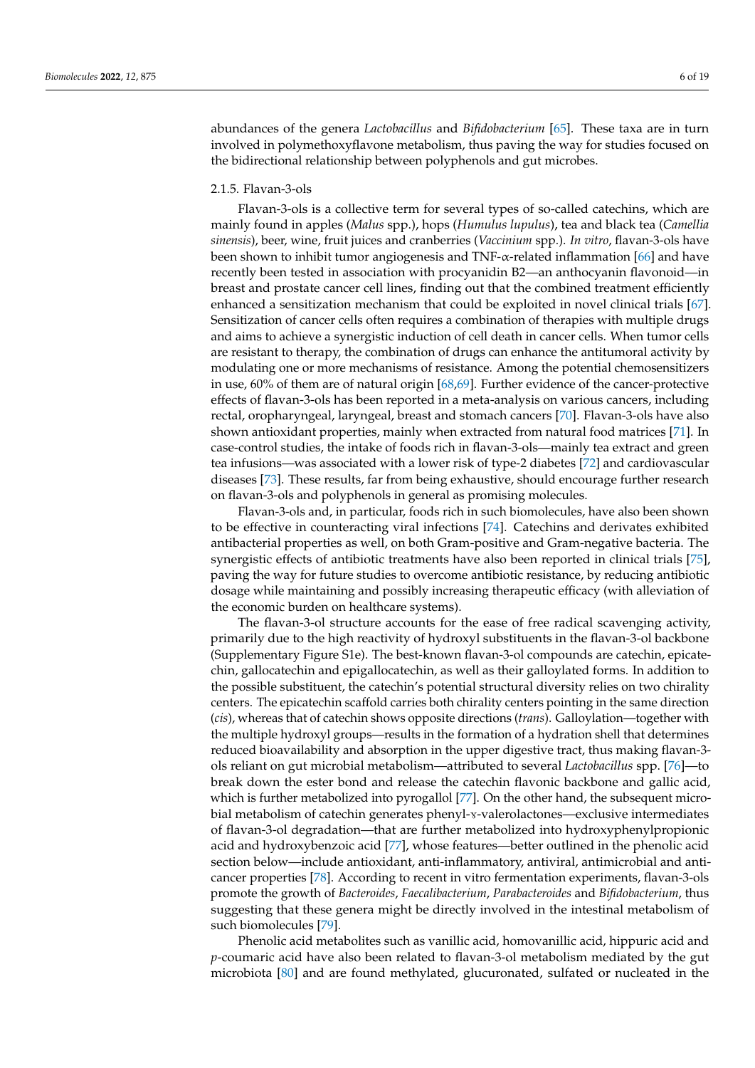abundances of the genera *Lactobacillus* and *Bifidobacterium* [65]. These taxa are in turn involved in polymethoxyflavone metabolism, thus paving the way for studies focused on the bidirectional relationship between polyphenols and gut microbes.

### 2.1.5. Flavan-3-ols

Flavan-3-ols is a collective term for several types of so-called catechins, which are mainly found in apples (*Malus* spp.), hops (*Humulus lupulus*), tea and black tea (*Camellia sinensis*), beer, wine, fruit juices and cranberries (*Vaccinium* spp.). *In vitro*, flavan-3-ols have been shown to inhibit tumor angiogenesis and TNF-α-related inflammation [66] and have recently been tested in association with procyanidin B2—an anthocyanin flavonoid—in breast and prostate cancer cell lines, finding out that the combined treatment efficiently enhanced a sensitization mechanism that could be exploited in novel clinical trials [67]. Sensitization of cancer cells often requires a combination of therapies with multiple drugs and aims to achieve a synergistic induction of cell death in cancer cells. When tumor cells are resistant to therapy, the combination of drugs can enhance the antitumoral activity by modulating one or more mechanisms of resistance. Among the potential chemosensitizers in use, 60% of them are of natural origin [68,69]. Further evidence of the cancer-protective effects of flavan-3-ols has been reported in a meta-analysis on various cancers, including rectal, oropharyngeal, laryngeal, breast and stomach cancers [70]. Flavan-3-ols have also shown antioxidant properties, mainly when extracted from natural food matrices [71]. In case-control studies, the intake of foods rich in flavan-3-ols—mainly tea extract and green tea infusions—was associated with a lower risk of type-2 diabetes [72] and cardiovascular diseases [73]. These results, far from being exhaustive, should encourage further research on flavan-3-ols and polyphenols in general as promising molecules.

Flavan-3-ols and, in particular, foods rich in such biomolecules, have also been shown to be effective in counteracting viral infections [74]. Catechins and derivates exhibited antibacterial properties as well, on both Gram-positive and Gram-negative bacteria. The synergistic effects of antibiotic treatments have also been reported in clinical trials [75], paving the way for future studies to overcome antibiotic resistance, by reducing antibiotic dosage while maintaining and possibly increasing therapeutic efficacy (with alleviation of the economic burden on healthcare systems).

The flavan-3-ol structure accounts for the ease of free radical scavenging activity, primarily due to the high reactivity of hydroxyl substituents in the flavan-3-ol backbone (Supplementary Figure S1e). The best-known flavan-3-ol compounds are catechin, epicatechin, gallocatechin and epigallocatechin, as well as their galloylated forms. In addition to the possible substituent, the catechin's potential structural diversity relies on two chirality centers. The epicatechin scaffold carries both chirality centers pointing in the same direction (*cis*), whereas that of catechin shows opposite directions (*trans*). Galloylation—together with the multiple hydroxyl groups—results in the formation of a hydration shell that determines reduced bioavailability and absorption in the upper digestive tract, thus making flavan-3-ols reliant on gut microbial metabolism—attributed to several *Lactobacillus* spp. [76]—to break down the ester bond and release the catechin flavonic backbone and gallic acid, which is further metabolized into pyrogallol [77]. On the other hand, the subsequent microbial metabolism of catechin generates phenyl-ɣ-valerolactones—exclusive intermediates of flavan-3-ol degradation—that are further metabolized into hydroxyphenylpropionic acid and hydroxybenzoic acid [77], whose features—better outlined in the phenolic acid section below—include antioxidant, anti-inflammatory, antiviral, antimicrobial and anticancer properties [78]. According to recent in vitro fermentation experiments, flavan-3-ols promote the growth of *Bacteroides*, *Faecalibacterium*, *Parabacteroides* and *Bifidobacterium*, thus suggesting that these genera might be directly involved in the intestinal metabolism of such biomolecules [79].

Phenolic acid metabolites such as vanillic acid, homovanillic acid, hippuric acid and *p*-coumaric acid have also been related to flavan-3-ol metabolism mediated by the gut microbiota [80] and are found methylated, glucuronated, sulfated or nucleated in the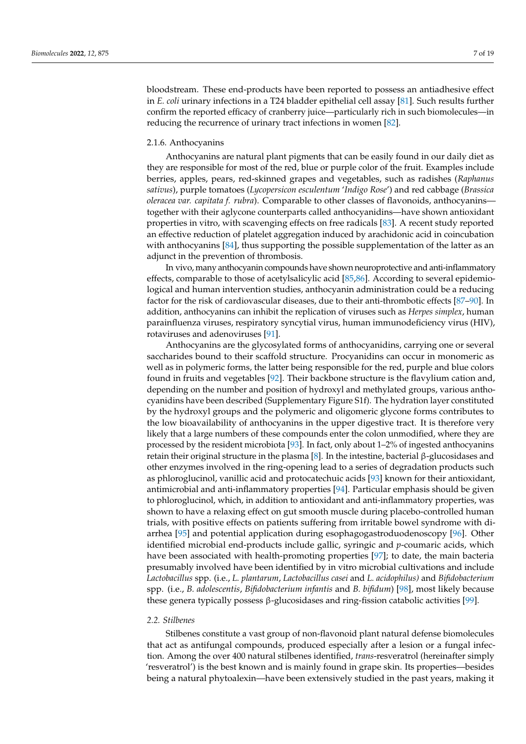bloodstream. These end-products have been reported to possess an antiadhesive effect in *E. coli* urinary infections in a T24 bladder epithelial cell assay [81]. Such results further confirm the reported efficacy of cranberry juice—particularly rich in such biomolecules—in reducing the recurrence of urinary tract infections in women [82].

#### 2.1.6. Anthocyanins

Anthocyanins are natural plant pigments that can be easily found in our daily diet as they are responsible for most of the red, blue or purple color of the fruit. Examples include berries, apples, pears, red-skinned grapes and vegetables, such as radishes (*Raphanus sativus*), purple tomatoes (*Lycopersicon esculentum* '*Indigo Rose*') and red cabbage (*Brassica oleracea var. capitata f. rubra*). Comparable to other classes of flavonoids, anthocyanins—together with their aglycone counterparts called anthocyanidins—have shown antioxidant properties in vitro, with scavenging effects on free radicals [83]. A recent study reported an effective reduction of platelet aggregation induced by arachidonic acid in coincubation with anthocyanins [84], thus supporting the possible supplementation of the latter as an adjunct in the prevention of thrombosis.

In vivo, many anthocyanin compounds have shown neuroprotective and anti-inflammatory effects, comparable to those of acetylsalicylic acid [85,86]. According to several epidemiological and human intervention studies, anthocyanin administration could be a reducing factor for the risk of cardiovascular diseases, due to their anti-thrombotic effects [87–90]. In addition, anthocyanins can inhibit the replication of viruses such as *Herpes simplex*, human parainfluenza viruses, respiratory syncytial virus, human immunodeficiency virus (HIV), rotaviruses and adenoviruses [91].

Anthocyanins are the glycosylated forms of anthocyanidins, carrying one or several saccharides bound to their scaffold structure. Procyanidins can occur in monomeric as well as in polymeric forms, the latter being responsible for the red, purple and blue colors found in fruits and vegetables [92]. Their backbone structure is the flavylium cation and, depending on the number and position of hydroxyl and methylated groups, various anthocyanidins have been described (Supplementary Figure S1f). The hydration layer constituted by the hydroxyl groups and the polymeric and oligomeric glycone forms contributes to the low bioavailability of anthocyanins in the upper digestive tract. It is therefore very likely that a large numbers of these compounds enter the colon unmodified, where they are processed by the resident microbiota [93]. In fact, only about 1–2% of ingested anthocyanins retain their original structure in the plasma [8]. In the intestine, bacterial β-glucosidases and other enzymes involved in the ring-opening lead to a series of degradation products such as phloroglucinol, vanillic acid and protocatechuic acids [93] known for their antioxidant, antimicrobial and anti-inflammatory properties [94]. Particular emphasis should be given to phloroglucinol, which, in addition to antioxidant and anti-inflammatory properties, was shown to have a relaxing effect on gut smooth muscle during placebo-controlled human trials, with positive effects on patients suffering from irritable bowel syndrome with diarrhea [95] and potential application during esophagogastroduodenoscopy [96]. Other identified microbial end-products include gallic, syringic and *p*-coumaric acids, which have been associated with health-promoting properties [97]; to date, the main bacteria presumably involved have been identified by in vitro microbial cultivations and include *Lactobacillus* spp. (i.e., *L. plantarum*, *Lactobacillus casei* and *L. acidophilus)* and *Bifidobacterium* spp. (i.e., *B. adolescentis*, *Bifidobacterium infantis* and *B. bifidum*) [98], most likely because these genera typically possess β-glucosidases and ring-fission catabolic activities [99].

### *2.2. Stilbenes*

Stilbenes constitute a vast group of non-flavonoid plant natural defense biomolecules that act as antifungal compounds, produced especially after a lesion or a fungal infection. Among the over 400 natural stilbenes identified, *trans*-resveratrol (hereinafter simply 'resveratrol') is the best known and is mainly found in grape skin. Its properties—besides being a natural phytoalexin—have been extensively studied in the past years, making it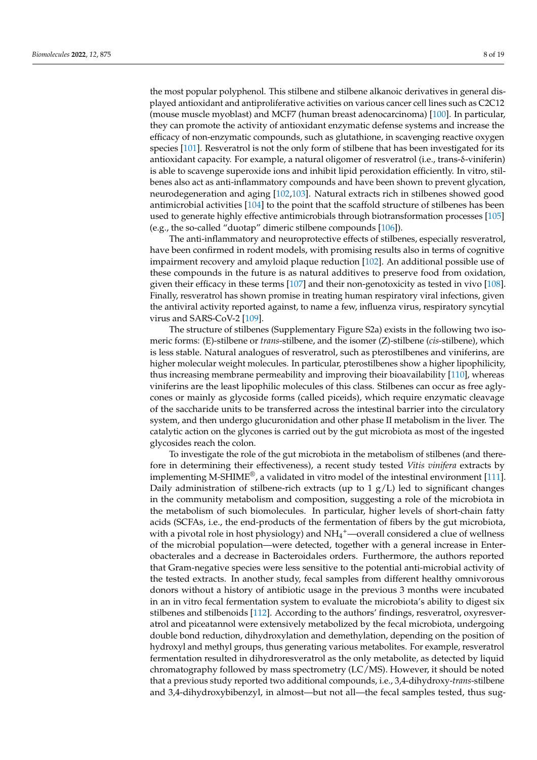the most popular polyphenol. This stilbene and stilbene alkanoic derivatives in general displayed antioxidant and antiproliferative activities on various cancer cell lines such as C2C12 (mouse muscle myoblast) and MCF7 (human breast adenocarcinoma) [100]. In particular, they can promote the activity of antioxidant enzymatic defense systems and increase the efficacy of non-enzymatic compounds, such as glutathione, in scavenging reactive oxygen species [101]. Resveratrol is not the only form of stilbene that has been investigated for its antioxidant capacity. For example, a natural oligomer of resveratrol (i.e., trans-δ-viniferin) is able to scavenge superoxide ions and inhibit lipid peroxidation efficiently. In vitro, stilbenes also act as anti-inflammatory compounds and have been shown to prevent glycation, neurodegeneration and aging [102,103]. Natural extracts rich in stilbenes showed good antimicrobial activities [104] to the point that the scaffold structure of stilbenes has been used to generate highly effective antimicrobials through biotransformation processes [105] (e.g., the so-called "duotap" dimeric stilbene compounds [106]).

The anti-inflammatory and neuroprotective effects of stilbenes, especially resveratrol, have been confirmed in rodent models, with promising results also in terms of cognitive impairment recovery and amyloid plaque reduction [102]. An additional possible use of these compounds in the future is as natural additives to preserve food from oxidation, given their efficacy in these terms [107] and their non-genotoxicity as tested in vivo [108]. Finally, resveratrol has shown promise in treating human respiratory viral infections, given the antiviral activity reported against, to name a few, influenza virus, respiratory syncytial virus and SARS-CoV-2 [109].

The structure of stilbenes (Supplementary Figure S2a) exists in the following two isomeric forms: (E)-stilbene or *trans*-stilbene, and the isomer (Z)-stilbene (*cis*-stilbene), which is less stable. Natural analogues of resveratrol, such as pterostilbenes and viniferins, are higher molecular weight molecules. In particular, pterostilbenes show a higher lipophilicity, thus increasing membrane permeability and improving their bioavailability [110], whereas viniferins are the least lipophilic molecules of this class. Stilbenes can occur as free aglycones or mainly as glycoside forms (called piceids), which require enzymatic cleavage of the saccharide units to be transferred across the intestinal barrier into the circulatory system, and then undergo glucuronidation and other phase II metabolism in the liver. The catalytic action on the glycones is carried out by the gut microbiota as most of the ingested glycosides reach the colon.

To investigate the role of the gut microbiota in the metabolism of stilbenes (and therefore in determining their effectiveness), a recent study tested *Vitis vinifera* extracts by implementing M-SHIME®, a validated in vitro model of the intestinal environment [111]. Daily administration of stilbene-rich extracts (up to 1 g/L) led to significant changes in the community metabolism and composition, suggesting a role of the microbiota in the metabolism of such biomolecules. In particular, higher levels of short-chain fatty acids (SCFAs, i.e., the end-products of the fermentation of fibers by the gut microbiota, with a pivotal role in host physiology) and $NH_4^+$—overall considered a clue of wellness of the microbial population—were detected, together with a general increase in Enterobacterales and a decrease in Bacteroidales orders. Furthermore, the authors reported that Gram-negative species were less sensitive to the potential anti-microbial activity of the tested extracts. In another study, fecal samples from different healthy omnivorous donors without a history of antibiotic usage in the previous 3 months were incubated in an in vitro fecal fermentation system to evaluate the microbiota's ability to digest six stilbenes and stilbenoids [112]. According to the authors' findings, resveratrol, oxyresveratrol and piceatannol were extensively metabolized by the fecal microbiota, undergoing double bond reduction, dihydroxylation and demethylation, depending on the position of hydroxyl and methyl groups, thus generating various metabolites. For example, resveratrol fermentation resulted in dihydroresveratrol as the only metabolite, as detected by liquid chromatography followed by mass spectrometry (LC/MS). However, it should be noted that a previous study reported two additional compounds, i.e., 3,4-dihydroxy-*trans*-stilbene and 3,4-dihydroxybibenzyl, in almost—but not all—the fecal samples tested, thus sug-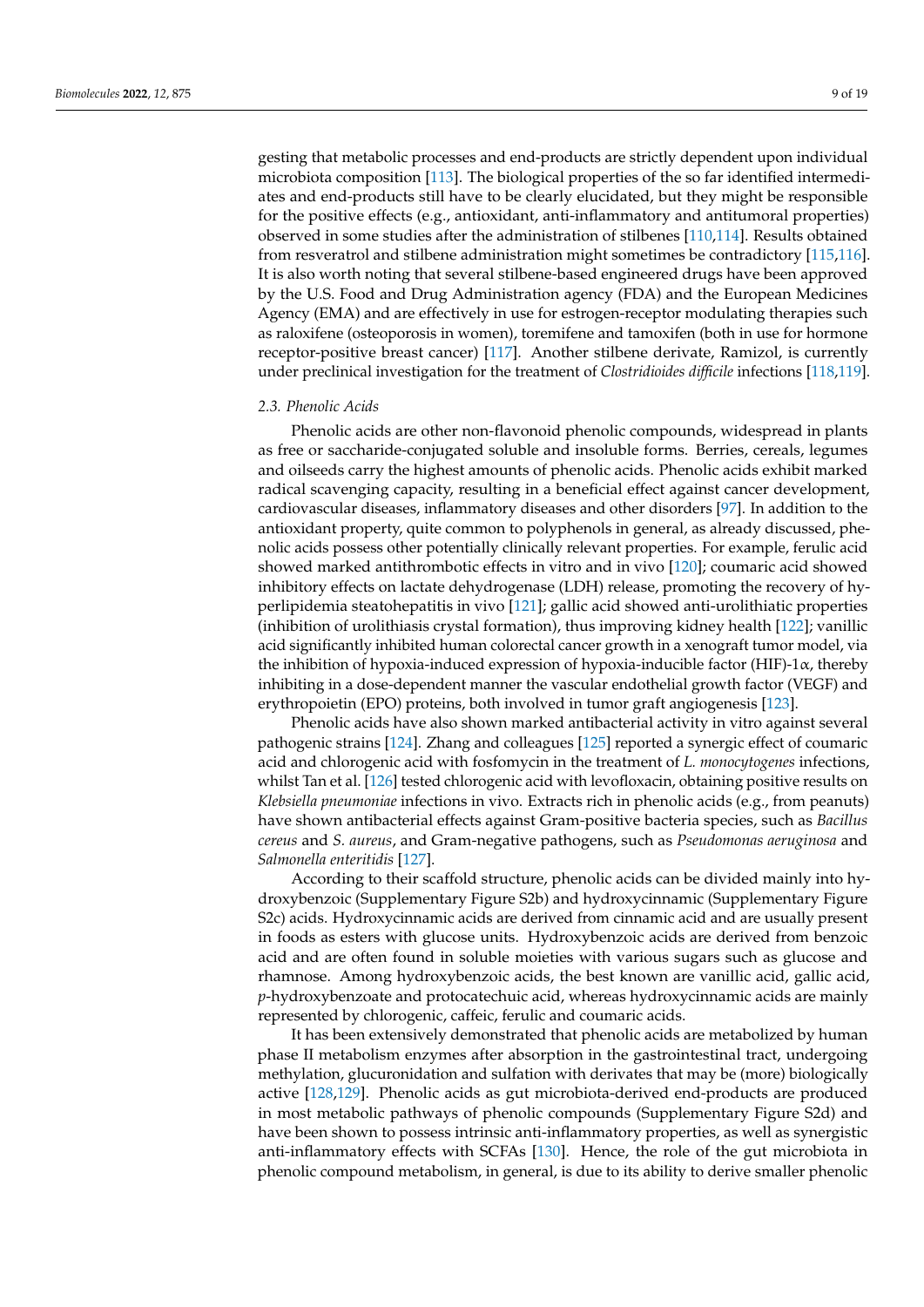gesting that metabolic processes and end-products are strictly dependent upon individual microbiota composition [113]. The biological properties of the so far identified intermediates and end-products still have to be clearly elucidated, but they might be responsible for the positive effects (e.g., antioxidant, anti-inflammatory and antitumoral properties) observed in some studies after the administration of stilbenes [110,114]. Results obtained from resveratrol and stilbene administration might sometimes be contradictory [115,116]. It is also worth noting that several stilbene-based engineered drugs have been approved by the U.S. Food and Drug Administration agency (FDA) and the European Medicines Agency (EMA) and are effectively in use for estrogen-receptor modulating therapies such as raloxifene (osteoporosis in women), toremifene and tamoxifen (both in use for hormone receptor-positive breast cancer) [117]. Another stilbene derivate, Ramizol, is currently under preclinical investigation for the treatment of *Clostridioides difficile* infections [118,119].

### 2.3. Phenolic Acids

Phenolic acids are other non-flavonoid phenolic compounds, widespread in plants as free or saccharide-conjugated soluble and insoluble forms. Berries, cereals, legumes and oilseeds carry the highest amounts of phenolic acids. Phenolic acids exhibit marked radical scavenging capacity, resulting in a beneficial effect against cancer development, cardiovascular diseases, inflammatory diseases and other disorders [97]. In addition to the antioxidant property, quite common to polyphenols in general, as already discussed, phenolic acids possess other potentially clinically relevant properties. For example, ferulic acid showed marked antithrombotic effects in vitro and in vivo [120]; coumaric acid showed inhibitory effects on lactate dehydrogenase (LDH) release, promoting the recovery of hyperlipidemia steatohepatitis in vivo [121]; gallic acid showed anti-urolithiatic properties (inhibition of urolithiasis crystal formation), thus improving kidney health [122]; vanillic acid significantly inhibited human colorectal cancer growth in a xenograft tumor model, via the inhibition of hypoxia-induced expression of hypoxia-inducible factor (HIF)-1$\alpha$, thereby inhibiting in a dose-dependent manner the vascular endothelial growth factor (VEGF) and erythropoietin (EPO) proteins, both involved in tumor graft angiogenesis [123].

Phenolic acids have also shown marked antibacterial activity in vitro against several pathogenic strains [124]. Zhang and colleagues [125] reported a synergic effect of coumaric acid and chlorogenic acid with fosfomycin in the treatment of *L. monocytogenes* infections, whilst Tan et al. [126] tested chlorogenic acid with levofloxacin, obtaining positive results on *Klebsiella pneumoniae* infections in vivo. Extracts rich in phenolic acids (e.g., from peanuts) have shown antibacterial effects against Gram-positive bacteria species, such as *Bacillus cereus* and *S. aureus*, and Gram-negative pathogens, such as *Pseudomonas aeruginosa* and *Salmonella enteritidis* [127].

According to their scaffold structure, phenolic acids can be divided mainly into hydroxybenzoic (Supplementary Figure S2b) and hydroxycinnamic (Supplementary Figure S2c) acids. Hydroxycinnamic acids are derived from cinnamic acid and are usually present in foods as esters with glucose units. Hydroxybenzoic acids are derived from benzoic acid and are often found in soluble moieties with various sugars such as glucose and rhamnose. Among hydroxybenzoic acids, the best known are vanillic acid, gallic acid, *p*-hydroxybenzoate and protocatechuic acid, whereas hydroxycinnamic acids are mainly represented by chlorogenic, caffeic, ferulic and coumaric acids.

It has been extensively demonstrated that phenolic acids are metabolized by human phase II metabolism enzymes after absorption in the gastrointestinal tract, undergoing methylation, glucuronidation and sulfation with derivates that may be (more) biologically active [128,129]. Phenolic acids as gut microbiota-derived end-products are produced in most metabolic pathways of phenolic compounds (Supplementary Figure S2d) and have been shown to possess intrinsic anti-inflammatory properties, as well as synergistic anti-inflammatory effects with SCFAs [130]. Hence, the role of the gut microbiota in phenolic compound metabolism, in general, is due to its ability to derive smaller phenolic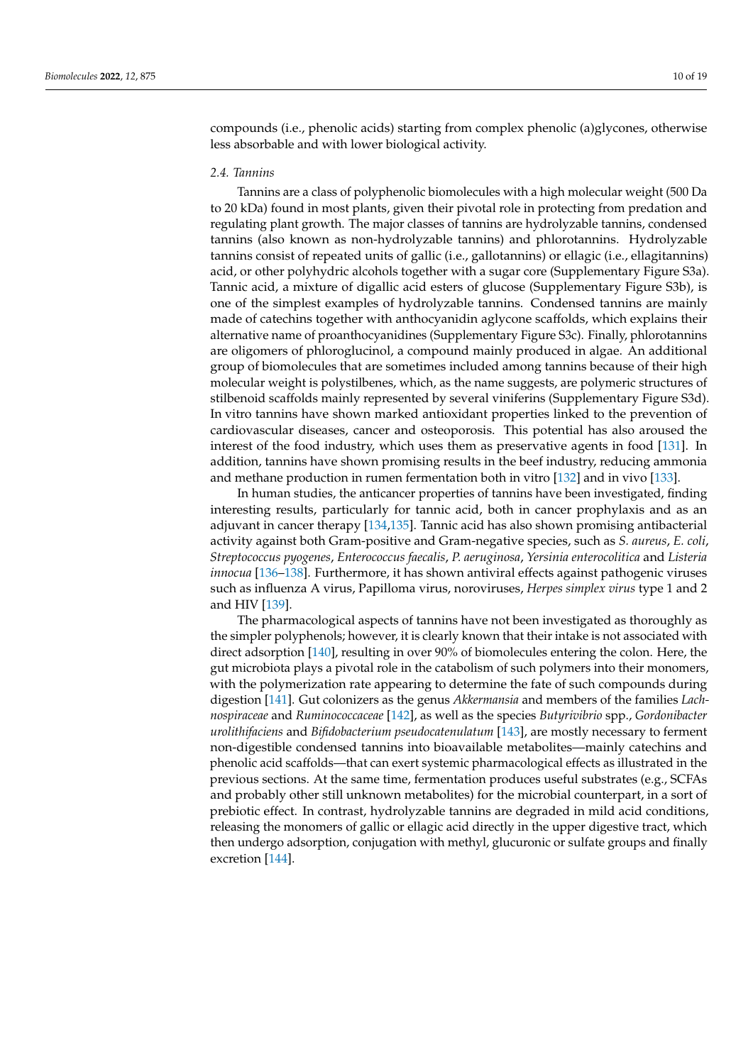compounds (i.e., phenolic acids) starting from complex phenolic (a)glycones, otherwise less absorbable and with lower biological activity.

### 2.4. Tannins

Tannins are a class of polyphenolic biomolecules with a high molecular weight (500 Da to 20 kDa) found in most plants, given their pivotal role in protecting from predation and regulating plant growth. The major classes of tannins are hydrolyzable tannins, condensed tannins (also known as non-hydrolyzable tannins) and phlorotannins. Hydrolyzable tannins consist of repeated units of gallic (i.e., gallotannins) or ellagic (i.e., ellagitannins) acid, or other polyhydric alcohols together with a sugar core (Supplementary Figure S3a). Tannic acid, a mixture of digallic acid esters of glucose (Supplementary Figure S3b), is one of the simplest examples of hydrolyzable tannins. Condensed tannins are mainly made of catechins together with anthocyanidin aglycone scaffolds, which explains their alternative name of proanthocyanidines (Supplementary Figure S3c). Finally, phlorotannins are oligomers of phloroglucinol, a compound mainly produced in algae. An additional group of biomolecules that are sometimes included among tannins because of their high molecular weight is polystilbenes, which, as the name suggests, are polymeric structures of stilbenoid scaffolds mainly represented by several viniferins (Supplementary Figure S3d). In vitro tannins have shown marked antioxidant properties linked to the prevention of cardiovascular diseases, cancer and osteoporosis. This potential has also aroused the interest of the food industry, which uses them as preservative agents in food [131]. In addition, tannins have shown promising results in the beef industry, reducing ammonia and methane production in rumen fermentation both in vitro [132] and in vivo [133].

In human studies, the anticancer properties of tannins have been investigated, finding interesting results, particularly for tannic acid, both in cancer prophylaxis and as an adjuvant in cancer therapy [134,135]. Tannic acid has also shown promising antibacterial activity against both Gram-positive and Gram-negative species, such as *S. aureus*, *E. coli*, *Streptococcus pyogenes*, *Enterococcus faecalis*, *P. aeruginosa*, *Yersinia enterocolitica* and *Listeria innocua* [136–138]. Furthermore, it has shown antiviral effects against pathogenic viruses such as influenza A virus, Papilloma virus, noroviruses, *Herpes simplex virus* type 1 and 2 and HIV [139].

The pharmacological aspects of tannins have not been investigated as thoroughly as the simpler polyphenols; however, it is clearly known that their intake is not associated with direct adsorption [140], resulting in over 90% of biomolecules entering the colon. Here, the gut microbiota plays a pivotal role in the catabolism of such polymers into their monomers, with the polymerization rate appearing to determine the fate of such compounds during digestion [141]. Gut colonizers as the genus *Akkermansia* and members of the families *Lachnospiraceae* and *Ruminococcaceae* [142], as well as the species *Butyrivibrio* spp., *Gordonibacter urolithifaciens* and *Bifidobacterium pseudocatenulatum* [143], are mostly necessary to ferment non-digestible condensed tannins into bioavailable metabolites—mainly catechins and phenolic acid scaffolds—that can exert systemic pharmacological effects as illustrated in the previous sections. At the same time, fermentation produces useful substrates (e.g., SCFAs and probably other still unknown metabolites) for the microbial counterpart, in a sort of prebiotic effect. In contrast, hydrolyzable tannins are degraded in mild acid conditions, releasing the monomers of gallic or ellagic acid directly in the upper digestive tract, which then undergo adsorption, conjugation with methyl, glucuronic or sulfate groups and finally excretion [144].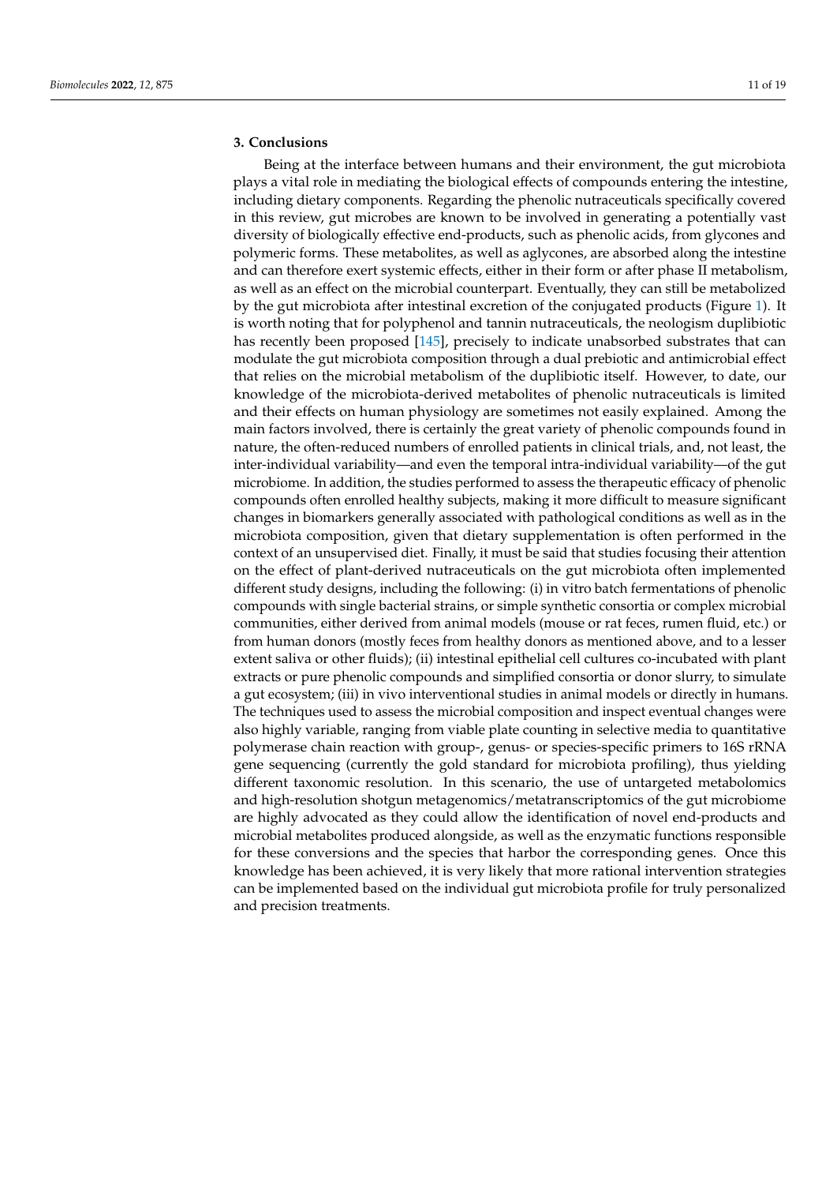## 3. Conclusions

Being at the interface between humans and their environment, the gut microbiota plays a vital role in mediating the biological effects of compounds entering the intestine, including dietary components. Regarding the phenolic nutraceuticals specifically covered in this review, gut microbes are known to be involved in generating a potentially vast diversity of biologically effective end-products, such as phenolic acids, from glycones and polymeric forms. These metabolites, as well as aglycones, are absorbed along the intestine and can therefore exert systemic effects, either in their form or after phase II metabolism, as well as an effect on the microbial counterpart. Eventually, they can still be metabolized by the gut microbiota after intestinal excretion of the conjugated products (Figure 1). It is worth noting that for polyphenol and tannin nutraceuticals, the neologism duplibiotic has recently been proposed [145], precisely to indicate unabsorbed substrates that can modulate the gut microbiota composition through a dual prebiotic and antimicrobial effect that relies on the microbial metabolism of the duplibiotic itself. However, to date, our knowledge of the microbiota-derived metabolites of phenolic nutraceuticals is limited and their effects on human physiology are sometimes not easily explained. Among the main factors involved, there is certainly the great variety of phenolic compounds found in nature, the often-reduced numbers of enrolled patients in clinical trials, and, not least, the inter-individual variability—and even the temporal intra-individual variability—of the gut microbiome. In addition, the studies performed to assess the therapeutic efficacy of phenolic compounds often enrolled healthy subjects, making it more difficult to measure significant changes in biomarkers generally associated with pathological conditions as well as in the microbiota composition, given that dietary supplementation is often performed in the context of an unsupervised diet. Finally, it must be said that studies focusing their attention on the effect of plant-derived nutraceuticals on the gut microbiota often implemented different study designs, including the following: (i) in vitro batch fermentations of phenolic compounds with single bacterial strains, or simple synthetic consortia or complex microbial communities, either derived from animal models (mouse or rat feces, rumen fluid, etc.) or from human donors (mostly feces from healthy donors as mentioned above, and to a lesser extent saliva or other fluids); (ii) intestinal epithelial cell cultures co-incubated with plant extracts or pure phenolic compounds and simplified consortia or donor slurry, to simulate a gut ecosystem; (iii) in vivo interventional studies in animal models or directly in humans. The techniques used to assess the microbial composition and inspect eventual changes were also highly variable, ranging from viable plate counting in selective media to quantitative polymerase chain reaction with group-, genus- or species-specific primers to 16S rRNA gene sequencing (currently the gold standard for microbiota profiling), thus yielding different taxonomic resolution. In this scenario, the use of untargeted metabolomics and high-resolution shotgun metagenomics/metatranscriptomics of the gut microbiome are highly advocated as they could allow the identification of novel end-products and microbial metabolites produced alongside, as well as the enzymatic functions responsible for these conversions and the species that harbor the corresponding genes. Once this knowledge has been achieved, it is very likely that more rational intervention strategies can be implemented based on the individual gut microbiota profile for truly personalized and precision treatments.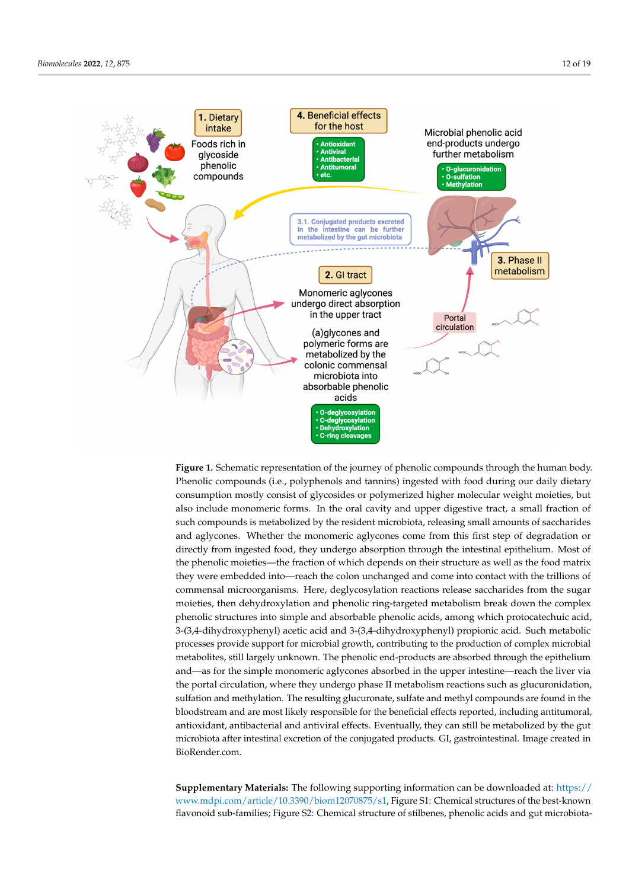**Figure 1.** Schematic representation of the journey of phenolic compounds through the human body. Phenolic compounds (i.e., polyphenols and tannins) ingested with food during our daily dietary consumption mostly consist of glycosides or polymerized higher molecular weight moieties, but also include monomeric forms. In the oral cavity and upper digestive tract, a small fraction of such compounds is metabolized by the resident microbiota, releasing small amounts of saccharides and aglycones. Whether the monomeric aglycones come from this first step of degradation or directly from ingested food, they undergo absorption through the intestinal epithelium. Most of the phenolic moieties—the fraction of which depends on their structure as well as the food matrix they were embedded into—reach the colon unchanged and come into contact with the trillions of commensal microorganisms. Here, deglycosylation reactions release saccharides from the sugar moieties, then dehydroxylation and phenolic ring-targeted metabolism break down the complex phenolic structures into simple and absorbable phenolic acids, among which protocatechuic acid, 3-(3,4-dihydroxyphenyl) acetic acid and 3-(3,4-dihydroxyphenyl) propionic acid. Such metabolic processes provide support for microbial growth, contributing to the production of complex microbial metabolites, still largely unknown. The phenolic end-products are absorbed through the epithelium and—as for the simple monomeric aglycones absorbed in the upper intestine—reach the liver via the portal circulation, where they undergo phase II metabolism reactions such as glucuronidation, sulfation and methylation. The resulting glucuronate, sulfate and methyl compounds are found in the bloodstream and are most likely responsible for the beneficial effects reported, including antitumoral, antioxidant, antibacterial and antiviral effects. Eventually, they can still be metabolized by the gut microbiota after intestinal excretion of the conjugated products. GI, gastrointestinal. Image created in BioRender.com.

**Supplementary Materials:** The following supporting information can be downloaded at: https://www.mdpi.com/article/10.3390/biom12070875/s1, Figure S1: Chemical structures of the best-known flavonoid sub-families; Figure S2: Chemical structure of stilbenes, phenolic acids and gut microbiota-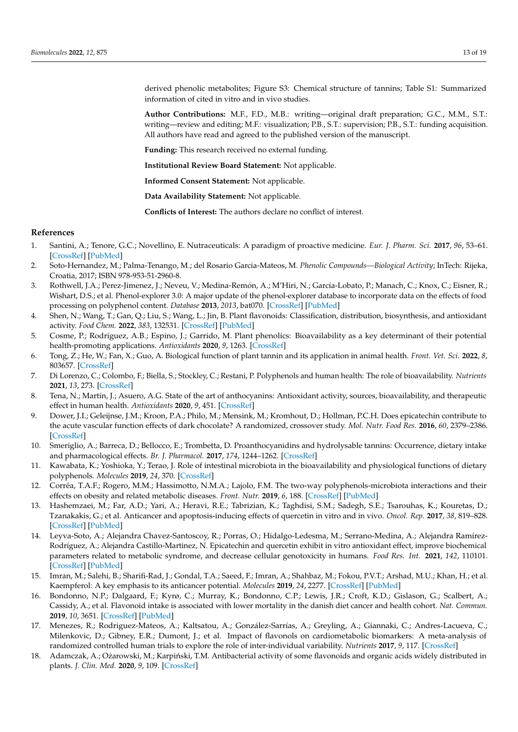derived phenolic metabolites; Figure S3: Chemical structure of tannins; Table S1: Summarized information of cited in vitro and in vivo studies.

**Author Contributions:** M.F., F.D., M.B.: writing—original draft preparation; G.C., M.M., S.T.: writing—review and editing; M.F.: visualization; P.B., S.T.: supervision; P.B., S.T.: funding acquisition. All authors have read and agreed to the published version of the manuscript.

**Funding:** This research received no external funding.

**Institutional Review Board Statement:** Not applicable.

**Informed Consent Statement:** Not applicable.

**Data Availability Statement:** Not applicable.

**Conflicts of Interest:** The authors declare no conflict of interest.

## References

1. Santini, A.; Tenore, G.C.; Novellino, E. Nutraceuticals: A paradigm of proactive medicine. *Eur. J. Pharm. Sci.* **2017**, *96*, 53–61. [CrossRef] [PubMed]
2. Soto-Hernandez, M.; Palma-Tenango, M.; del Rosario Garcia-Mateos, M. *Phenolic Compounds—Biological Activity*; InTech: Rijeka, Croatia, 2017; ISBN 978-953-51-2960-8.
3. Rothwell, J.A.; Perez-Jimenez, J.; Neveu, V.; Medina-Remón, A.; M'Hiri, N.; García-Lobato, P.; Manach, C.; Knox, C.; Eisner, R.; Wishart, D.S.; et al. Phenol-explorer 3.0: A major update of the phenol-explorer database to incorporate data on the effects of food processing on polyphenol content. *Database* **2013**, *2013*, bat070. [CrossRef] [PubMed]
4. Shen, N.; Wang, T.; Gan, Q.; Liu, S.; Wang, L.; Jin, B. Plant flavonoids: Classification, distribution, biosynthesis, and antioxidant activity. *Food Chem.* **2022**, *383*, 132531. [CrossRef] [PubMed]
5. Cosme, P.; Rodríguez, A.B.; Espino, J.; Garrido, M. Plant phenolics: Bioavailability as a key determinant of their potential health-promoting applications. *Antioxidants* **2020**, *9*, 1263. [CrossRef]
6. Tong, Z.; He, W.; Fan, X.; Guo, A. Biological function of plant tannin and its application in animal health. *Front. Vet. Sci.* **2022**, *8*, 803657. [CrossRef]
7. Di Lorenzo, C.; Colombo, F.; Biella, S.; Stockley, C.; Restani, P. Polyphenols and human health: The role of bioavailability. *Nutrients* **2021**, *13*, 273. [CrossRef]
8. Tena, N.; Martín, J.; Asuero, A.G. State of the art of anthocyanins: Antioxidant activity, sources, bioavailability, and therapeutic effect in human health. *Antioxidants* **2020**, *9*, 451. [CrossRef]
9. Dower, J.I.; Geleijnse, J.M.; Kroon, P.A.; Philo, M.; Mensink, M.; Kromhout, D.; Hollman, P.C.H. Does epicatechin contribute to the acute vascular function effects of dark chocolate? A randomized, crossover study. *Mol. Nutr. Food Res.* **2016**, *60*, 2379–2386. [CrossRef]
10. Smeriglio, A.; Barreca, D.; Bellocco, E.; Trombetta, D. Proanthocyanidins and hydrolysable tannins: Occurrence, dietary intake and pharmacological effects. *Br. J. Pharmacol.* **2017**, *174*, 1244–1262. [CrossRef]
11. Kawabata, K.; Yoshioka, Y.; Terao, J. Role of intestinal microbiota in the bioavailability and physiological functions of dietary polyphenols. *Molecules* **2019**, *24*, 370. [CrossRef]
12. Corrêa, T.A.F.; Rogero, M.M.; Hassimotto, N.M.A.; Lajolo, F.M. The two-way polyphenols-microbiota interactions and their effects on obesity and related metabolic diseases. *Front. Nutr.* **2019**, *6*, 188. [CrossRef] [PubMed]
13. Hashemzaei, M.; Far, A.D.; Yari, A.; Heravi, R.E.; Tabrizian, K.; Taghdisi, S.M.; Sadegh, S.E.; Tsarouhas, K.; Kouretas, D.; Tzanakakis, G.; et al. Anticancer and apoptosis-inducing effects of quercetin in vitro and in vivo. *Oncol. Rep.* **2017**, *38*, 819–828. [CrossRef] [PubMed]
14. Leyva-Soto, A.; Alejandra Chavez-Santoscoy, R.; Porras, O.; Hidalgo-Ledesma, M.; Serrano-Medina, A.; Alejandra Ramírez-Rodríguez, A.; Alejandra Castillo-Martinez, N. Epicatechin and quercetin exhibit in vitro antioxidant effect, improve biochemical parameters related to metabolic syndrome, and decrease cellular genotoxicity in humans. *Food Res. Int.* **2021**, *142*, 110101. [CrossRef] [PubMed]
15. Imran, M.; Salehi, B.; Sharifi-Rad, J.; Gondal, T.A.; Saeed, F.; Imran, A.; Shahbaz, M.; Fokou, P.V.T.; Arshad, M.U.; Khan, H.; et al. Kaempferol: A key emphasis to its anticancer potential. *Molecules* **2019**, *24*, 2277. [CrossRef] [PubMed]
16. Bondonno, N.P.; Dalgaard, F.; Kyrø, C.; Murray, K.; Bondonno, C.P.; Lewis, J.R.; Croft, K.D.; Gislason, G.; Scalbert, A.; Cassidy, A.; et al. Flavonoid intake is associated with lower mortality in the danish diet cancer and health cohort. *Nat. Commun.* **2019**, *10*, 3651. [CrossRef] [PubMed]
17. Menezes, R.; Rodriguez-Mateos, A.; Kaltsatou, A.; González-Sarrías, A.; Greyling, A.; Giannaki, C.; Andres-Lacueva, C.; Milenkovic, D.; Gibney, E.R.; Dumont, J.; et al. Impact of flavonols on cardiometabolic biomarkers: A meta-analysis of randomized controlled human trials to explore the role of inter-individual variability. *Nutrients* **2017**, *9*, 117. [CrossRef]
18. Adamczak, A.; Ożarowski, M.; Karpiński, T.M. Antibacterial activity of some flavonoids and organic acids widely distributed in plants. *J. Clin. Med.* **2020**, *9*, 109. [CrossRef]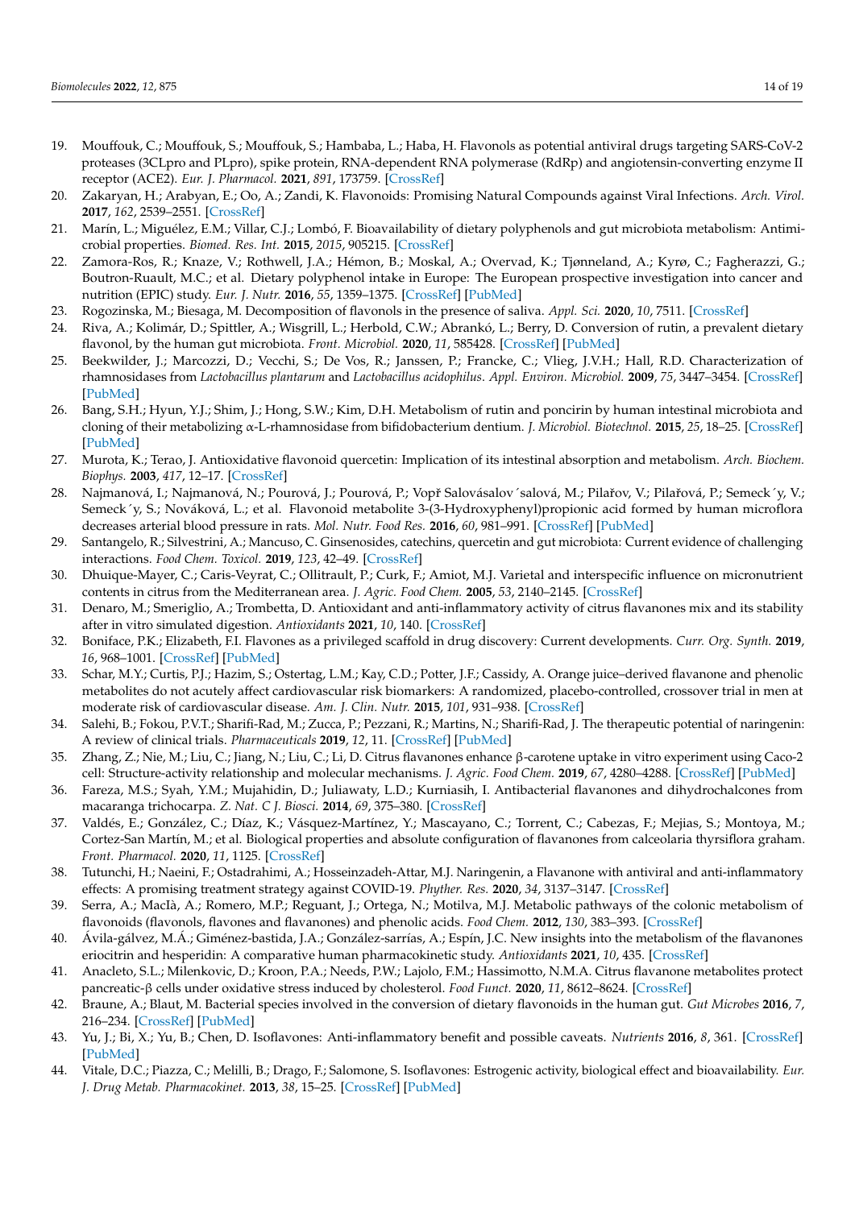19. Mouffouk, C.; Mouffouk, S.; Mouffouk, S.; Hambaba, L.; Haba, H. Flavonols as potential antiviral drugs targeting SARS-CoV-2 proteases (3CLpro and PLpro), spike protein, RNA-dependent RNA polymerase (RdRp) and angiotensin-converting enzyme II receptor (ACE2). *Eur. J. Pharmacol.* **2021**, *891*, 173759. [CrossRef]
20. Zakaryan, H.; Arabyan, E.; Oo, A.; Zandi, K. Flavonoids: Promising Natural Compounds against Viral Infections. *Arch. Virol.* **2017**, *162*, 2539–2551. [CrossRef]
21. Marín, L.; Miguélez, E.M.; Villar, C.J.; Lombó, F. Bioavailability of dietary polyphenols and gut microbiota metabolism: Antimicrobial properties. *Biomed. Res. Int.* **2015**, *2015*, 905215. [CrossRef]
22. Zamora-Ros, R.; Knaze, V.; Rothwell, J.A.; Hémon, B.; Moskal, A.; Overvad, K.; Tjønneland, A.; Kyrø, C.; Fagherazzi, G.; Boutron-Ruault, M.C.; et al. Dietary polyphenol intake in Europe: The European prospective investigation into cancer and nutrition (EPIC) study. *Eur. J. Nutr.* **2016**, *55*, 1359–1375. [CrossRef] [PubMed]
23. Rogozinska, M.; Biesaga, M. Decomposition of flavonols in the presence of saliva. *Appl. Sci.* **2020**, *10*, 7511. [CrossRef]
24. Riva, A.; Kolimár, D.; Spittler, A.; Wisgrill, L.; Herbold, C.W.; Abrankó, L.; Berry, D. Conversion of rutin, a prevalent dietary flavonol, by the human gut microbiota. *Front. Microbiol.* **2020**, *11*, 585428. [CrossRef] [PubMed]
25. Beekwilder, J.; Marcozzi, D.; Vecchi, S.; De Vos, R.; Janssen, P.; Francke, C.; Vlieg, J.V.H.; Hall, R.D. Characterization of rhamnosidases from *Lactobacillus plantarum* and *Lactobacillus acidophilus*. *Appl. Environ. Microbiol.* **2009**, *75*, 3447–3454. [CrossRef] [PubMed]
26. Bang, S.H.; Hyun, Y.J.; Shim, J.; Hong, S.W.; Kim, D.H. Metabolism of rutin and poncirin by human intestinal microbiota and cloning of their metabolizing α-L-rhamnosidase from bifidobacterium dentium. *J. Microbiol. Biotechnol.* **2015**, *25*, 18–25. [CrossRef] [PubMed]
27. Murota, K.; Terao, J. Antioxidative flavonoid quercetin: Implication of its intestinal absorption and metabolism. *Arch. Biochem. Biophys.* **2003**, *417*, 12–17. [CrossRef]
28. Najmanová, I.; Najmanová, N.; Pourová, J.; Pourová, P.; Vopř Salovásalov´salová, M.; Pilařov, V.; Pilařová, P.; Semeck´y, V.; Semeck´y, S.; Nováková, L.; et al. Flavonoid metabolite 3-(3-Hydroxyphenyl)propionic acid formed by human microflora decreases arterial blood pressure in rats. *Mol. Nutr. Food Res.* **2016**, *60*, 981–991. [CrossRef] [PubMed]
29. Santangelo, R.; Silvestrini, A.; Mancuso, C. Ginsenosides, catechins, quercetin and gut microbiota: Current evidence of challenging interactions. *Food Chem. Toxicol.* **2019**, *123*, 42–49. [CrossRef]
30. Dhuique-Mayer, C.; Caris-Veyrat, C.; Ollitrault, P.; Curk, F.; Amiot, M.J. Varietal and interspecific influence on micronutrient contents in citrus from the Mediterranean area. *J. Agric. Food Chem.* **2005**, *53*, 2140–2145. [CrossRef]
31. Denaro, M.; Smeriglio, A.; Trombetta, D. Antioxidant and anti-inflammatory activity of citrus flavanones mix and its stability after in vitro simulated digestion. *Antioxidants* **2021**, *10*, 140. [CrossRef]
32. Boniface, P.K.; Elizabeth, F.I. Flavones as a privileged scaffold in drug discovery: Current developments. *Curr. Org. Synth.* **2019**, *16*, 968–1001. [CrossRef] [PubMed]
33. Schar, M.Y.; Curtis, P.J.; Hazim, S.; Ostertag, L.M.; Kay, C.D.; Potter, J.F.; Cassidy, A. Orange juice–derived flavanone and phenolic metabolites do not acutely affect cardiovascular risk biomarkers: A randomized, placebo-controlled, crossover trial in men at moderate risk of cardiovascular disease. *Am. J. Clin. Nutr.* **2015**, *101*, 931–938. [CrossRef]
34. Salehi, B.; Fokou, P.V.T.; Sharifi-Rad, M.; Zucca, P.; Pezzani, R.; Martins, N.; Sharifi-Rad, J. The therapeutic potential of naringenin: A review of clinical trials. *Pharmaceuticals* **2019**, *12*, 11. [CrossRef] [PubMed]
35. Zhang, Z.; Nie, M.; Liu, C.; Jiang, N.; Liu, C.; Li, D. Citrus flavanones enhance β-carotene uptake in vitro experiment using Caco-2 cell: Structure-activity relationship and molecular mechanisms. *J. Agric. Food Chem.* **2019**, *67*, 4280–4288. [CrossRef] [PubMed]
36. Fareza, M.S.; Syah, Y.M.; Mujahidin, D.; Juliawaty, L.D.; Kurniasih, I. Antibacterial flavanones and dihydrochalcones from macaranga trichocarpa. *Z. Nat. C J. Biosci.* **2014**, *69*, 375–380. [CrossRef]
37. Valdés, E.; González, C.; Díaz, K.; Vásquez-Martínez, Y.; Mascayano, C.; Torrent, C.; Cabezas, F.; Mejias, S.; Montoya, M.; Cortez-San Martín, M.; et al. Biological properties and absolute configuration of flavanones from calceolaria thyrsiflora graham. *Front. Pharmacol.* **2020**, *11*, 1125. [CrossRef]
38. Tutunchi, H.; Naeini, F.; Ostadrahimi, A.; Hosseinzadeh-Attar, M.J. Naringenin, a Flavanone with antiviral and anti-inflammatory effects: A promising treatment strategy against COVID-19. *Phyther. Res.* **2020**, *34*, 3137–3147. [CrossRef]
39. Serra, A.; MacIà, A.; Romero, M.P.; Reguant, J.; Ortega, N.; Motilva, M.J. Metabolic pathways of the colonic metabolism of flavonoids (flavonols, flavones and flavanones) and phenolic acids. *Food Chem.* **2012**, *130*, 383–393. [CrossRef]
40. Ávila-gálvez, M.Á.; Giménez-bastida, J.A.; González-sarrías, A.; Espín, J.C. New insights into the metabolism of the flavanones eriocitrin and hesperidin: A comparative human pharmacokinetic study. *Antioxidants* **2021**, *10*, 435. [CrossRef]
41. Anacleto, S.L.; Milenkovic, D.; Kroon, P.A.; Needs, P.W.; Lajolo, F.M.; Hassimotto, N.M.A. Citrus flavanone metabolites protect pancreatic-β cells under oxidative stress induced by cholesterol. *Food Funct.* **2020**, *11*, 8612–8624. [CrossRef]
42. Braune, A.; Blaut, M. Bacterial species involved in the conversion of dietary flavonoids in the human gut. *Gut Microbes* **2016**, *7*, 216–234. [CrossRef] [PubMed]
43. Yu, J.; Bi, X.; Yu, B.; Chen, D. Isoflavones: Anti-inflammatory benefit and possible caveats. *Nutrients* **2016**, *8*, 361. [CrossRef] [PubMed]
44. Vitale, D.C.; Piazza, C.; Melilli, B.; Drago, F.; Salomone, S. Isoflavones: Estrogenic activity, biological effect and bioavailability. *Eur. J. Drug Metab. Pharmacokinet.* **2013**, *38*, 15–25. [CrossRef] [PubMed]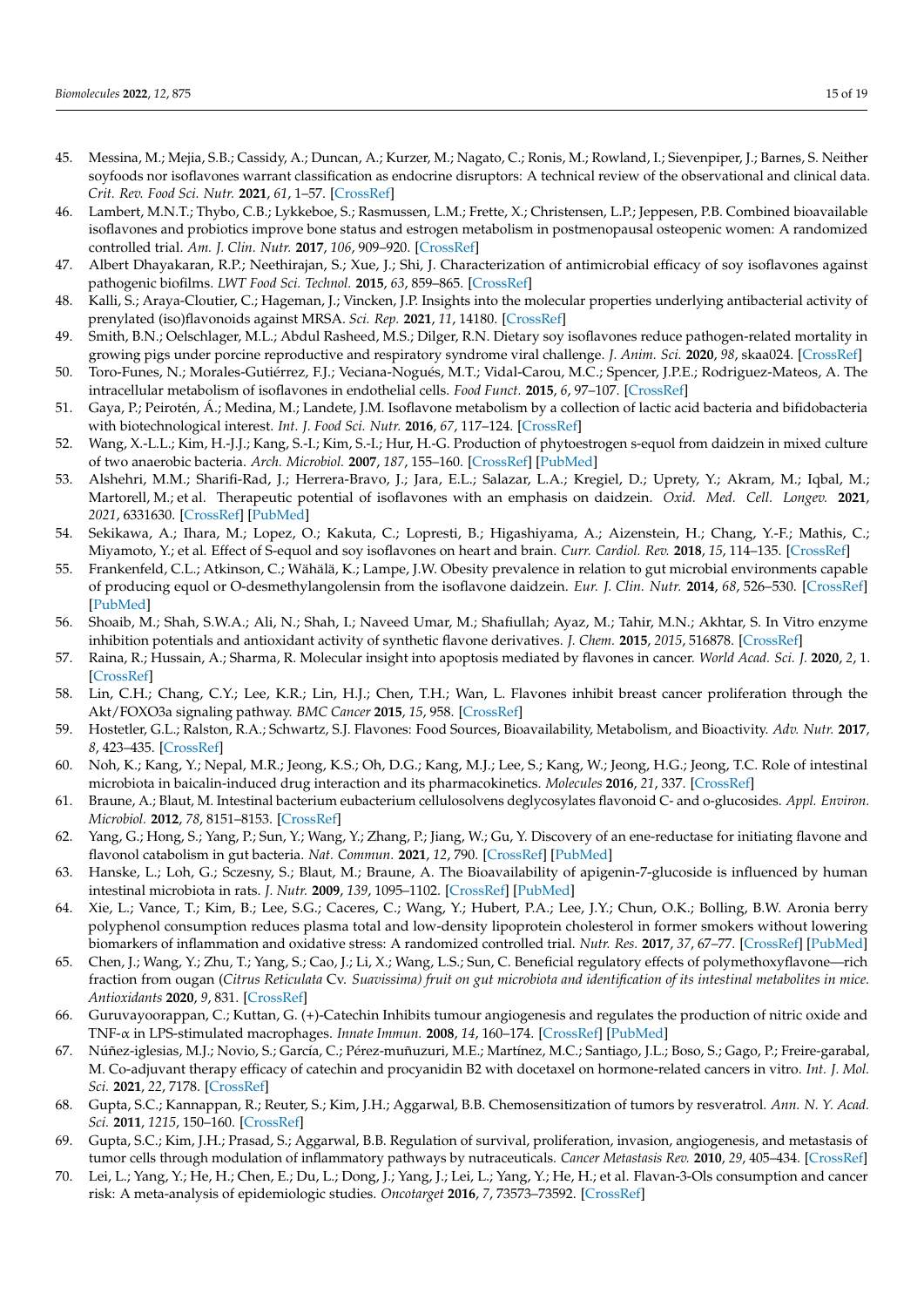45. Messina, M.; Mejia, S.B.; Cassidy, A.; Duncan, A.; Kurzer, M.; Nagato, C.; Ronis, M.; Rowland, I.; Sievenpiper, J.; Barnes, S. Neither soyfoods nor isoflavones warrant classification as endocrine disruptors: A technical review of the observational and clinical data. *Crit. Rev. Food Sci. Nutr.* **2021**, *61*, 1–57. [CrossRef]
46. Lambert, M.N.T.; Thybo, C.B.; Lykkeboe, S.; Rasmussen, L.M.; Frette, X.; Christensen, L.P.; Jeppesen, P.B. Combined bioavailable isoflavones and probiotics improve bone status and estrogen metabolism in postmenopausal osteopenic women: A randomized controlled trial. *Am. J. Clin. Nutr.* **2017**, *106*, 909–920. [CrossRef]
47. Albert Dhayakaran, R.P.; Neethirajan, S.; Xue, J.; Shi, J. Characterization of antimicrobial efficacy of soy isoflavones against pathogenic biofilms. *LWT Food Sci. Technol.* **2015**, *63*, 859–865. [CrossRef]
48. Kalli, S.; Araya-Cloutier, C.; Hageman, J.; Vincken, J.P. Insights into the molecular properties underlying antibacterial activity of prenylated (iso)flavonoids against MRSA. *Sci. Rep.* **2021**, *11*, 14180. [CrossRef]
49. Smith, B.N.; Oelschlager, M.L.; Abdul Rasheed, M.S.; Dilger, R.N. Dietary soy isoflavones reduce pathogen-related mortality in growing pigs under porcine reproductive and respiratory syndrome viral challenge. *J. Anim. Sci.* **2020**, *98*, skaa024. [CrossRef]
50. Toro-Funes, N.; Morales-Gutiérrez, F.J.; Veciana-Nogués, M.T.; Vidal-Carou, M.C.; Spencer, J.P.E.; Rodriguez-Mateos, A. The intracellular metabolism of isoflavones in endothelial cells. *Food Funct.* **2015**, *6*, 97–107. [CrossRef]
51. Gaya, P.; Peirotén, Á.; Medina, M.; Landete, J.M. Isoflavone metabolism by a collection of lactic acid bacteria and bifidobacteria with biotechnological interest. *Int. J. Food Sci. Nutr.* **2016**, *67*, 117–124. [CrossRef]
52. Wang, X.-L.L.; Kim, H.-J.J.; Kang, S.-I.; Kim, S.-I.; Hur, H.-G. Production of phytoestrogen s-equol from daidzein in mixed culture of two anaerobic bacteria. *Arch. Microbiol.* **2007**, *187*, 155–160. [CrossRef] [PubMed]
53. Alshehri, M.M.; Sharifi-Rad, J.; Herrera-Bravo, J.; Jara, E.L.; Salazar, L.A.; Kregiel, D.; Uprety, Y.; Akram, M.; Iqbal, M.; Martorell, M.; et al. Therapeutic potential of isoflavones with an emphasis on daidzein. *Oxid. Med. Cell. Longev.* **2021**, *2021*, 6331630. [CrossRef] [PubMed]
54. Sekikawa, A.; Ihara, M.; Lopez, O.; Kakuta, C.; Lopresti, B.; Higashiyama, A.; Aizenstein, H.; Chang, Y.-F.; Mathis, C.; Miyamoto, Y.; et al. Effect of S-equol and soy isoflavones on heart and brain. *Curr. Cardiol. Rev.* **2018**, *15*, 114–135. [CrossRef]
55. Frankenfeld, C.L.; Atkinson, C.; Wähälä, K.; Lampe, J.W. Obesity prevalence in relation to gut microbial environments capable of producing equol or O-desmethylangolensin from the isoflavone daidzein. *Eur. J. Clin. Nutr.* **2014**, *68*, 526–530. [CrossRef] [PubMed]
56. Shoaib, M.; Shah, S.W.A.; Ali, N.; Shah, I.; Naveed Umar, M.; Shafiullah; Ayaz, M.; Tahir, M.N.; Akhtar, S. In Vitro enzyme inhibition potentials and antioxidant activity of synthetic flavone derivatives. *J. Chem.* **2015**, *2015*, 516878. [CrossRef]
57. Raina, R.; Hussain, A.; Sharma, R. Molecular insight into apoptosis mediated by flavones in cancer. *World Acad. Sci. J.* **2020**, *2*, 1. [CrossRef]
58. Lin, C.H.; Chang, C.Y.; Lee, K.R.; Lin, H.J.; Chen, T.H.; Wan, L. Flavones inhibit breast cancer proliferation through the Akt/FOXO3a signaling pathway. *BMC Cancer* **2015**, *15*, 958. [CrossRef]
59. Hostetler, G.L.; Ralston, R.A.; Schwartz, S.J. Flavones: Food Sources, Bioavailability, Metabolism, and Bioactivity. *Adv. Nutr.* **2017**, *8*, 423–435. [CrossRef]
60. Noh, K.; Kang, Y.; Nepal, M.R.; Jeong, K.S.; Oh, D.G.; Kang, M.J.; Lee, S.; Kang, W.; Jeong, H.G.; Jeong, T.C. Role of intestinal microbiota in baicalin-induced drug interaction and its pharmacokinetics. *Molecules* **2016**, *21*, 337. [CrossRef]
61. Braune, A.; Blaut, M. Intestinal bacterium eubacterium cellulosolvens deglycosylates flavonoid C- and o-glucosides. *Appl. Environ. Microbiol.* **2012**, *78*, 8151–8153. [CrossRef]
62. Yang, G.; Hong, S.; Yang, P.; Sun, Y.; Wang, Y.; Zhang, P.; Jiang, W.; Gu, Y. Discovery of an ene-reductase for initiating flavone and flavonol catabolism in gut bacteria. *Nat. Commun.* **2021**, *12*, 790. [CrossRef] [PubMed]
63. Hanske, L.; Loh, G.; Sczesny, S.; Blaut, M.; Braune, A. The Bioavailability of apigenin-7-glucoside is influenced by human intestinal microbiota in rats. *J. Nutr.* **2009**, *139*, 1095–1102. [CrossRef] [PubMed]
64. Xie, L.; Vance, T.; Kim, B.; Lee, S.G.; Caceres, C.; Wang, Y.; Hubert, P.A.; Lee, J.Y.; Chun, O.K.; Bolling, B.W. Aronia berry polyphenol consumption reduces plasma total and low-density lipoprotein cholesterol in former smokers without lowering biomarkers of inflammation and oxidative stress: A randomized controlled trial. *Nutr. Res.* **2017**, *37*, 67–77. [CrossRef] [PubMed]
65. Chen, J.; Wang, Y.; Zhu, T.; Yang, S.; Cao, J.; Li, X.; Wang, L.S.; Sun, C. Beneficial regulatory effects of polymethoxyflavone—rich fraction from ougan (*Citrus Reticulata* Cv. *Suavissima) fruit on gut microbiota and identification of its intestinal metabolites in mice. Antioxidants* **2020**, *9*, 831. [CrossRef]
66. Guruvayoorappan, C.; Kuttan, G. (+)-Catechin Inhibits tumour angiogenesis and regulates the production of nitric oxide and TNF-α in LPS-stimulated macrophages. *Innate Immun.* **2008**, *14*, 160–174. [CrossRef] [PubMed]
67. Núñez-iglesias, M.J.; Novio, S.; García, C.; Pérez-muñuzuri, M.E.; Martínez, M.C.; Santiago, J.L.; Boso, S.; Gago, P.; Freire-garabal, M. Co-adjuvant therapy efficacy of catechin and procyanidin B2 with docetaxel on hormone-related cancers in vitro. *Int. J. Mol. Sci.* **2021**, *22*, 7178. [CrossRef]
68. Gupta, S.C.; Kannappan, R.; Reuter, S.; Kim, J.H.; Aggarwal, B.B. Chemosensitization of tumors by resveratrol. *Ann. N. Y. Acad. Sci.* **2011**, *1215*, 150–160. [CrossRef]
69. Gupta, S.C.; Kim, J.H.; Prasad, S.; Aggarwal, B.B. Regulation of survival, proliferation, invasion, angiogenesis, and metastasis of tumor cells through modulation of inflammatory pathways by nutraceuticals. *Cancer Metastasis Rev.* **2010**, *29*, 405–434. [CrossRef]
70. Lei, L.; Yang, Y.; He, H.; Chen, E.; Du, L.; Dong, J.; Yang, J.; Lei, L.; Yang, Y.; He, H.; et al. Flavan-3-Ols consumption and cancer risk: A meta-analysis of epidemiologic studies. *Oncotarget* **2016**, *7*, 73573–73592. [CrossRef]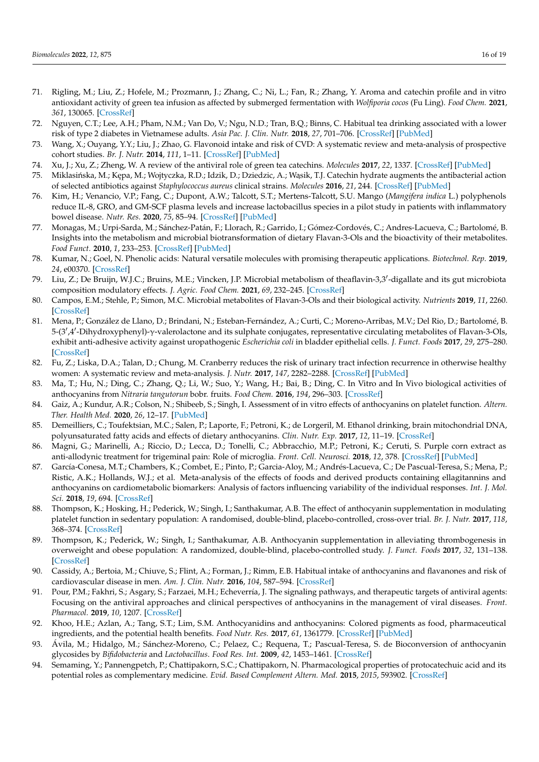71. Rigling, M.; Liu, Z.; Hofele, M.; Prozmann, J.; Zhang, C.; Ni, L.; Fan, R.; Zhang, Y. Aroma and catechin profile and in vitro antioxidant activity of green tea infusion as affected by submerged fermentation with *Wolfiporia cocos* (Fu Ling). *Food Chem.* **2021**, *361*, 130065. [CrossRef]
72. Nguyen, C.T.; Lee, A.H.; Pham, N.M.; Van Do, V.; Ngu, N.D.; Tran, B.Q.; Binns, C. Habitual tea drinking associated with a lower risk of type 2 diabetes in Vietnamese adults. *Asia Pac. J. Clin. Nutr.* **2018**, *27*, 701–706. [CrossRef] [PubMed]
73. Wang, X.; Ouyang, Y.Y.; Liu, J.; Zhao, G. Flavonoid intake and risk of CVD: A systematic review and meta-analysis of prospective cohort studies. *Br. J. Nutr.* **2014**, *111*, 1–11. [CrossRef] [PubMed]
74. Xu, J.; Xu, Z.; Zheng, W. A review of the antiviral role of green tea catechins. *Molecules* **2017**, *22*, 1337. [CrossRef] [PubMed]
75. Miklasińska, M.; Kępa, M.; Wojtyczka, R.D.; Idzik, D.; Dziedzic, A.; Wąsik, T.J. Catechin hydrate augments the antibacterial action of selected antibiotics against *Staphylococcus aureus* clinical strains. *Molecules* **2016**, *21*, 244. [CrossRef] [PubMed]
76. Kim, H.; Venancio, V.P.; Fang, C.; Dupont, A.W.; Talcott, S.T.; Mertens-Talcott, S.U. Mango (*Mangifera indica* L.) polyphenols reduce IL-8, GRO, and GM-SCF plasma levels and increase lactobacillus species in a pilot study in patients with inflammatory bowel disease. *Nutr. Res.* **2020**, *75*, 85–94. [CrossRef] [PubMed]
77. Monagas, M.; Urpi-Sarda, M.; Sánchez-Patán, F.; Llorach, R.; Garrido, I.; Gómez-Cordovés, C.; Andres-Lacueva, C.; Bartolomé, B. Insights into the metabolism and microbial biotransformation of dietary Flavan-3-Ols and the bioactivity of their metabolites. *Food Funct.* **2010**, *1*, 233–253. [CrossRef] [PubMed]
78. Kumar, N.; Goel, N. Phenolic acids: Natural versatile molecules with promising therapeutic applications. *Biotechnol. Rep.* **2019**, *24*, e00370. [CrossRef]
79. Liu, Z.; De Bruijn, W.J.C.; Bruins, M.E.; Vincken, J.P. Microbial metabolism of theaflavin-3,3′-digallate and its gut microbiota composition modulatory effects. *J. Agric. Food Chem.* **2021**, *69*, 232–245. [CrossRef]
80. Campos, E.M.; Stehle, P.; Simon, M.C. Microbial metabolites of Flavan-3-Ols and their biological activity. *Nutrients* **2019**, *11*, 2260. [CrossRef]
81. Mena, P.; González de Llano, D.; Brindani, N.; Esteban-Fernández, A.; Curti, C.; Moreno-Arribas, M.V.; Del Rio, D.; Bartolomé, B. 5-(3′,4′-Dihydroxyphenyl)-γ-valerolactone and its sulphate conjugates, representative circulating metabolites of Flavan-3-Ols, exhibit anti-adhesive activity against uropathogenic *Escherichia coli* in bladder epithelial cells. *J. Funct. Foods* **2017**, *29*, 275–280. [CrossRef]
82. Fu, Z.; Liska, D.A.; Talan, D.; Chung, M. Cranberry reduces the risk of urinary tract infection recurrence in otherwise healthy women: A systematic review and meta-analysis. *J. Nutr.* **2017**, *147*, 2282–2288. [CrossRef] [PubMed]
83. Ma, T.; Hu, N.; Ding, C.; Zhang, Q.; Li, W.; Suo, Y.; Wang, H.; Bai, B.; Ding, C. In Vitro and In Vivo biological activities of anthocyanins from *Nitraria tangutorun* bobr. fruits. *Food Chem.* **2016**, *194*, 296–303. [CrossRef]
84. Gaiz, A.; Kundur, A.R.; Colson, N.; Shibeeb, S.; Singh, I. Assessment of in vitro effects of anthocyanins on platelet function. *Altern. Ther. Health Med.* **2020**, *26*, 12–17. [PubMed]
85. Demeilliers, C.; Toufektsian, M.C.; Salen, P.; Laporte, F.; Petroni, K.; de Lorgeril, M. Ethanol drinking, brain mitochondrial DNA, polyunsaturated fatty acids and effects of dietary anthocyanins. *Clin. Nutr. Exp.* **2017**, *12*, 11–19. [CrossRef]
86. Magni, G.; Marinelli, A.; Riccio, D.; Lecca, D.; Tonelli, C.; Abbracchio, M.P.; Petroni, K.; Ceruti, S. Purple corn extract as anti-allodynic treatment for trigeminal pain: Role of microglia. *Front. Cell. Neurosci.* **2018**, *12*, 378. [CrossRef] [PubMed]
87. García-Conesa, M.T.; Chambers, K.; Combet, E.; Pinto, P.; Garcia-Aloy, M.; Andrés-Lacueva, C.; De Pascual-Teresa, S.; Mena, P.; Ristic, A.K.; Hollands, W.J.; et al. Meta-analysis of the effects of foods and derived products containing ellagitannins and anthocyanins on cardiometabolic biomarkers: Analysis of factors influencing variability of the individual responses. *Int. J. Mol. Sci.* **2018**, *19*, 694. [CrossRef]
88. Thompson, K.; Hosking, H.; Pederick, W.; Singh, I.; Santhakumar, A.B. The effect of anthocyanin supplementation in modulating platelet function in sedentary population: A randomised, double-blind, placebo-controlled, cross-over trial. *Br. J. Nutr.* **2017**, *118*, 368–374. [CrossRef]
89. Thompson, K.; Pederick, W.; Singh, I.; Santhakumar, A.B. Anthocyanin supplementation in alleviating thrombogenesis in overweight and obese population: A randomized, double-blind, placebo-controlled study. *J. Funct. Foods* **2017**, *32*, 131–138. [CrossRef]
90. Cassidy, A.; Bertoia, M.; Chiuve, S.; Flint, A.; Forman, J.; Rimm, E.B. Habitual intake of anthocyanins and flavanones and risk of cardiovascular disease in men. *Am. J. Clin. Nutr.* **2016**, *104*, 587–594. [CrossRef]
91. Pour, P.M.; Fakhri, S.; Asgary, S.; Farzaei, M.H.; Echeverría, J. The signaling pathways, and therapeutic targets of antiviral agents: Focusing on the antiviral approaches and clinical perspectives of anthocyanins in the management of viral diseases. *Front. Pharmacol.* **2019**, *10*, 1207. [CrossRef]
92. Khoo, H.E.; Azlan, A.; Tang, S.T.; Lim, S.M. Anthocyanidins and anthocyanins: Colored pigments as food, pharmaceutical ingredients, and the potential health benefits. *Food Nutr. Res.* **2017**, *61*, 1361779. [CrossRef] [PubMed]
93. Ávila, M.; Hidalgo, M.; Sánchez-Moreno, C.; Pelaez, C.; Requena, T.; Pascual-Teresa, S. de Bioconversion of anthocyanin glycosides by *Bifidobacteria* and *Lactobacillus*. *Food Res. Int.* **2009**, *42*, 1453–1461. [CrossRef]
94. Semaming, Y.; Pannengpetch, P.; Chattipakorn, S.C.; Chattipakorn, N. Pharmacological properties of protocatechuic acid and its potential roles as complementary medicine. *Evid. Based Complement Altern. Med.* **2015**, *2015*, 593902. [CrossRef]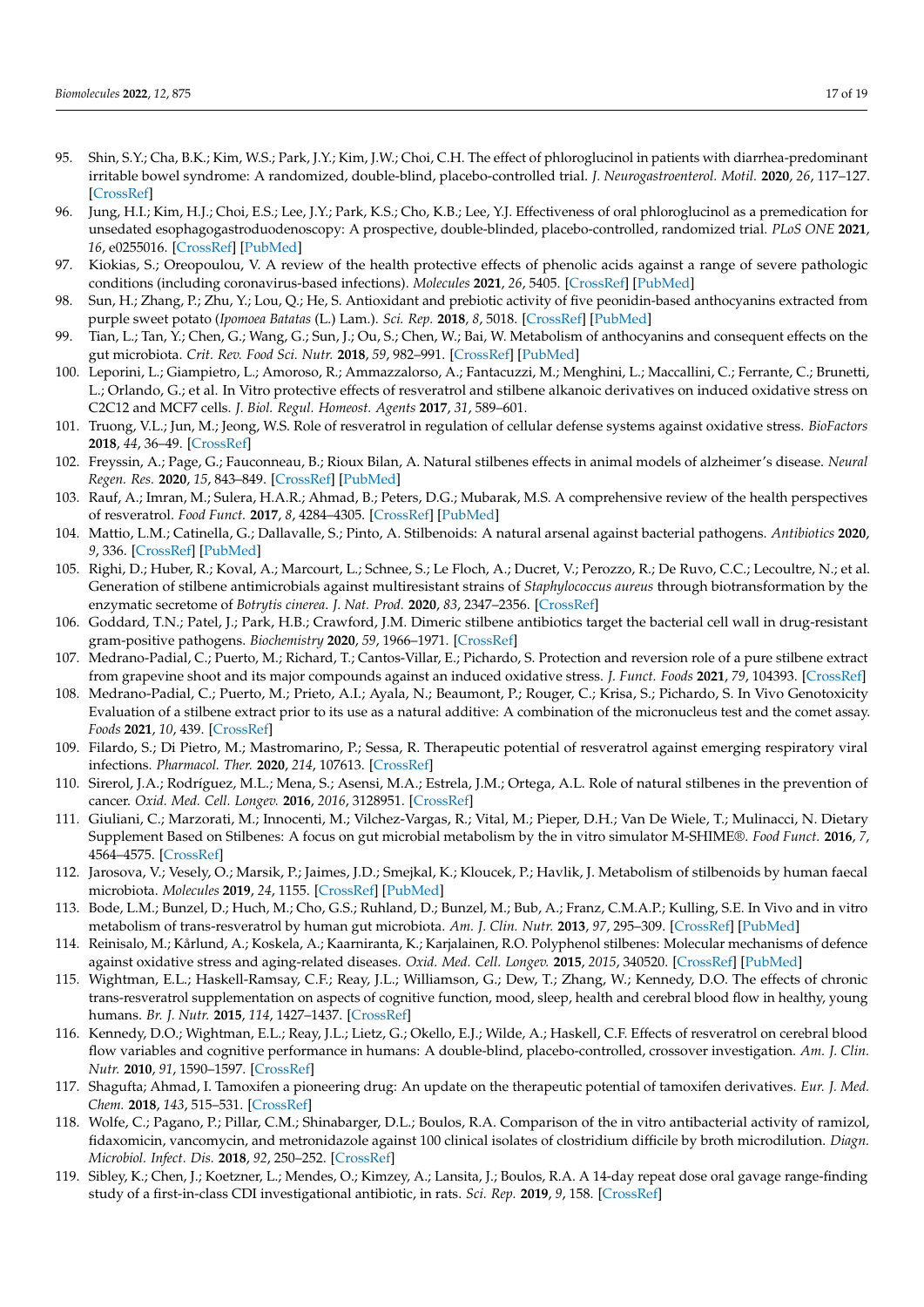95. Shin, S.Y.; Cha, B.K.; Kim, W.S.; Park, J.Y.; Kim, J.W.; Choi, C.H. The effect of phloroglucinol in patients with diarrhea-predominant irritable bowel syndrome: A randomized, double-blind, placebo-controlled trial. *J. Neurogastroenterol. Motil.* **2020**, *26*, 117–127. [CrossRef]
96. Jung, H.I.; Kim, H.J.; Choi, E.S.; Lee, J.Y.; Park, K.S.; Cho, K.B.; Lee, Y.J. Effectiveness of oral phloroglucinol as a premedication for unsedated esophagogastroduodenoscopy: A prospective, double-blinded, placebo-controlled, randomized trial. *PLoS ONE* **2021**, *16*, e0255016. [CrossRef] [PubMed]
97. Kiokias, S.; Oreopoulou, V. A review of the health protective effects of phenolic acids against a range of severe pathologic conditions (including coronavirus-based infections). *Molecules* **2021**, *26*, 5405. [CrossRef] [PubMed]
98. Sun, H.; Zhang, P.; Zhu, Y.; Lou, Q.; He, S. Antioxidant and prebiotic activity of five peonidin-based anthocyanins extracted from purple sweet potato (*Ipomoea Batatas* (L.) Lam.). *Sci. Rep.* **2018**, *8*, 5018. [CrossRef] [PubMed]
99. Tian, L.; Tan, Y.; Chen, G.; Wang, G.; Sun, J.; Ou, S.; Chen, W.; Bai, W. Metabolism of anthocyanins and consequent effects on the gut microbiota. *Crit. Rev. Food Sci. Nutr.* **2018**, *59*, 982–991. [CrossRef] [PubMed]
100. Leporini, L.; Giampietro, L.; Amoroso, R.; Ammazzalorso, A.; Fantacuzzi, M.; Menghini, L.; Maccallini, C.; Ferrante, C.; Brunetti, L.; Orlando, G.; et al. In Vitro protective effects of resveratrol and stilbene alkanoic derivatives on induced oxidative stress on C2C12 and MCF7 cells. *J. Biol. Regul. Homeost. Agents* **2017**, *31*, 589–601.
101. Truong, V.L.; Jun, M.; Jeong, W.S. Role of resveratrol in regulation of cellular defense systems against oxidative stress. *BioFactors* **2018**, *44*, 36–49. [CrossRef]
102. Freyssin, A.; Page, G.; Fauconneau, B.; Rioux Bilan, A. Natural stilbenes effects in animal models of alzheimer's disease. *Neural Regen. Res.* **2020**, *15*, 843–849. [CrossRef] [PubMed]
103. Rauf, A.; Imran, M.; Sulera, H.A.R.; Ahmad, B.; Peters, D.G.; Mubarak, M.S. A comprehensive review of the health perspectives of resveratrol. *Food Funct.* **2017**, *8*, 4284–4305. [CrossRef] [PubMed]
104. Mattio, L.M.; Catinella, G.; Dallavalle, S.; Pinto, A. Stilbenoids: A natural arsenal against bacterial pathogens. *Antibiotics* **2020**, *9*, 336. [CrossRef] [PubMed]
105. Righi, D.; Huber, R.; Koval, A.; Marcourt, L.; Schnee, S.; Le Floch, A.; Ducret, V.; Perozzo, R.; De Ruvo, C.C.; Lecoultre, N.; et al. Generation of stilbene antimicrobials against multiresistant strains of *Staphylococcus aureus* through biotransformation by the enzymatic secretome of *Botrytis cinerea*. *J. Nat. Prod.* **2020**, *83*, 2347–2356. [CrossRef]
106. Goddard, T.N.; Patel, J.; Park, H.B.; Crawford, J.M. Dimeric stilbene antibiotics target the bacterial cell wall in drug-resistant gram-positive pathogens. *Biochemistry* **2020**, *59*, 1966–1971. [CrossRef]
107. Medrano-Padial, C.; Puerto, M.; Richard, T.; Cantos-Villar, E.; Pichardo, S. Protection and reversion role of a pure stilbene extract from grapevine shoot and its major compounds against an induced oxidative stress. *J. Funct. Foods* **2021**, *79*, 104393. [CrossRef]
108. Medrano-Padial, C.; Puerto, M.; Prieto, A.I.; Ayala, N.; Beaumont, P.; Rouger, C.; Krisa, S.; Pichardo, S. In Vivo Genotoxicity Evaluation of a stilbene extract prior to its use as a natural additive: A combination of the micronucleus test and the comet assay. *Foods* **2021**, *10*, 439. [CrossRef]
109. Filardo, S.; Di Pietro, M.; Mastromarino, P.; Sessa, R. Therapeutic potential of resveratrol against emerging respiratory viral infections. *Pharmacol. Ther.* **2020**, *214*, 107613. [CrossRef]
110. Sirerol, J.A.; Rodríguez, M.L.; Mena, S.; Asensi, M.A.; Estrela, J.M.; Ortega, A.L. Role of natural stilbenes in the prevention of cancer. *Oxid. Med. Cell. Longev.* **2016**, *2016*, 3128951. [CrossRef]
111. Giuliani, C.; Marzorati, M.; Innocenti, M.; Vilchez-Vargas, R.; Vital, M.; Pieper, D.H.; Van De Wiele, T.; Mulinacci, N. Dietary Supplement Based on Stilbenes: A focus on gut microbial metabolism by the in vitro simulator M-SHIME®. *Food Funct.* **2016**, *7*, 4564–4575. [CrossRef]
112. Jarosova, V.; Vesely, O.; Marsik, P.; Jaimes, J.D.; Smejkal, K.; Kloucek, P.; Havlik, J. Metabolism of stilbenoids by human faecal microbiota. *Molecules* **2019**, *24*, 1155. [CrossRef] [PubMed]
113. Bode, L.M.; Bunzel, D.; Huch, M.; Cho, G.S.; Ruhland, D.; Bunzel, M.; Bub, A.; Franz, C.M.A.P.; Kulling, S.E. In Vivo and in vitro metabolism of trans-resveratrol by human gut microbiota. *Am. J. Clin. Nutr.* **2013**, *97*, 295–309. [CrossRef] [PubMed]
114. Reinisalo, M.; Kårlund, A.; Koskela, A.; Kaarniranta, K.; Karjalainen, R.O. Polyphenol stilbenes: Molecular mechanisms of defence against oxidative stress and aging-related diseases. *Oxid. Med. Cell. Longev.* **2015**, *2015*, 340520. [CrossRef] [PubMed]
115. Wightman, E.L.; Haskell-Ramsay, C.F.; Reay, J.L.; Williamson, G.; Dew, T.; Zhang, W.; Kennedy, D.O. The effects of chronic trans-resveratrol supplementation on aspects of cognitive function, mood, sleep, health and cerebral blood flow in healthy, young humans. *Br. J. Nutr.* **2015**, *114*, 1427–1437. [CrossRef]
116. Kennedy, D.O.; Wightman, E.L.; Reay, J.L.; Lietz, G.; Okello, E.J.; Wilde, A.; Haskell, C.F. Effects of resveratrol on cerebral blood flow variables and cognitive performance in humans: A double-blind, placebo-controlled, crossover investigation. *Am. J. Clin. Nutr.* **2010**, *91*, 1590–1597. [CrossRef]
117. Shagufta; Ahmad, I. Tamoxifen a pioneering drug: An update on the therapeutic potential of tamoxifen derivatives. *Eur. J. Med. Chem.* **2018**, *143*, 515–531. [CrossRef]
118. Wolfe, C.; Pagano, P.; Pillar, C.M.; Shinabarger, D.L.; Boulos, R.A. Comparison of the in vitro antibacterial activity of ramizol, fidaxomicin, vancomycin, and metronidazole against 100 clinical isolates of clostridium difficile by broth microdilution. *Diagn. Microbiol. Infect. Dis.* **2018**, *92*, 250–252. [CrossRef]
119. Sibley, K.; Chen, J.; Koetzner, L.; Mendes, O.; Kimzey, A.; Lansita, J.; Boulos, R.A. A 14-day repeat dose oral gavage range-finding study of a first-in-class CDI investigational antibiotic, in rats. *Sci. Rep.* **2019**, *9*, 158. [CrossRef]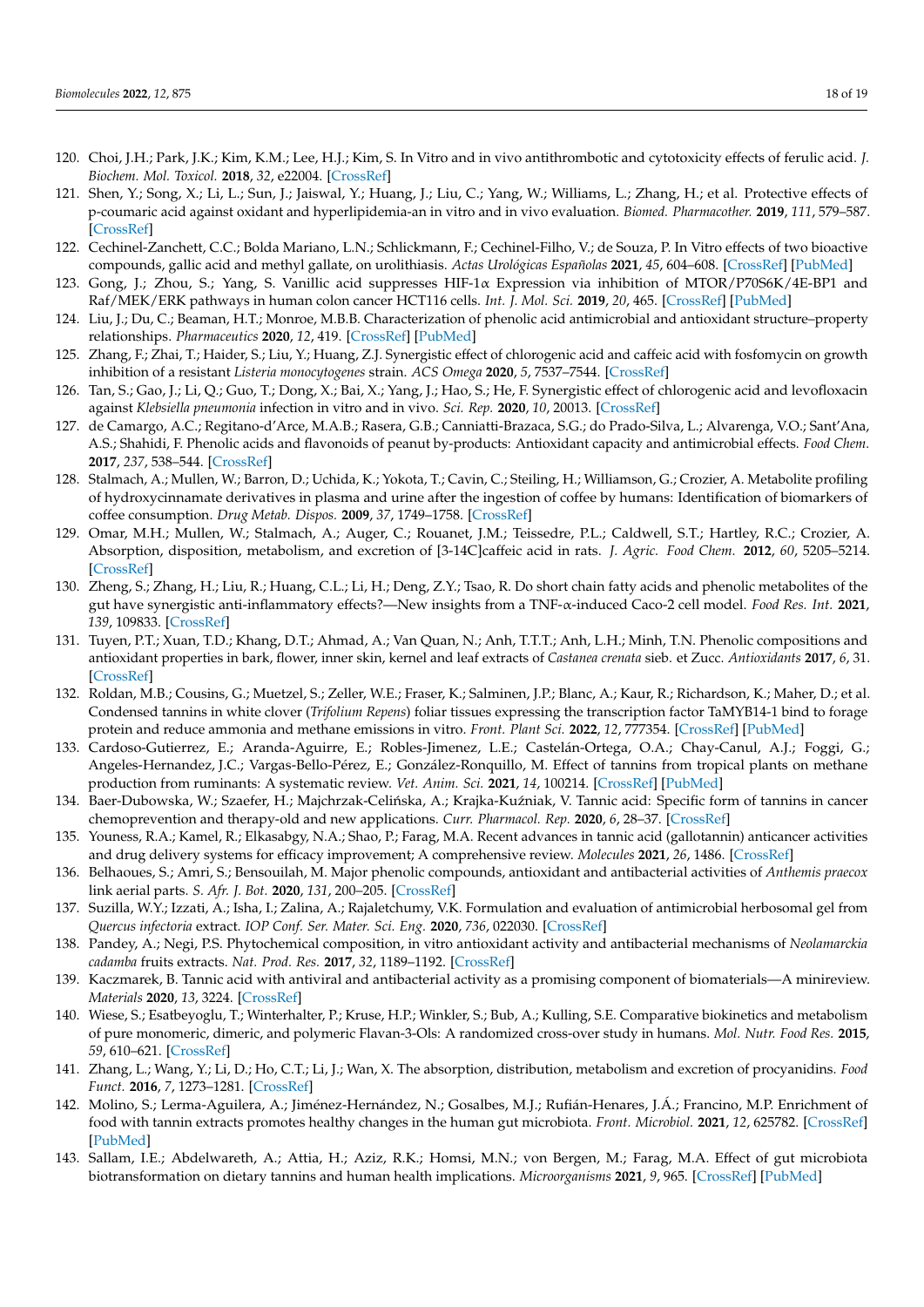120. Choi, J.H.; Park, J.K.; Kim, K.M.; Lee, H.J.; Kim, S. In Vitro and in vivo antithrombotic and cytotoxicity effects of ferulic acid. *J. Biochem. Mol. Toxicol.* **2018**, *32*, e22004. [CrossRef]
121. Shen, Y.; Song, X.; Li, L.; Sun, J.; Jaiswal, Y.; Huang, J.; Liu, C.; Yang, W.; Williams, L.; Zhang, H.; et al. Protective effects of p-coumaric acid against oxidant and hyperlipidemia-an in vitro and in vivo evaluation. *Biomed. Pharmacother.* **2019**, *111*, 579–587. [CrossRef]
122. Cechinel-Zanchett, C.C.; Bolda Mariano, L.N.; Schlickmann, F.; Cechinel-Filho, V.; de Souza, P. In Vitro effects of two bioactive compounds, gallic acid and methyl gallate, on urolithiasis. *Actas Urológicas Españolas* **2021**, *45*, 604–608. [CrossRef] [PubMed]
123. Gong, J.; Zhou, S.; Yang, S. Vanillic acid suppresses HIF-1α Expression via inhibition of MTOR/P70S6K/4E-BP1 and Raf/MEK/ERK pathways in human colon cancer HCT116 cells. *Int. J. Mol. Sci.* **2019**, *20*, 465. [CrossRef] [PubMed]
124. Liu, J.; Du, C.; Beaman, H.T.; Monroe, M.B.B. Characterization of phenolic acid antimicrobial and antioxidant structure–property relationships. *Pharmaceutics* **2020**, *12*, 419. [CrossRef] [PubMed]
125. Zhang, F.; Zhai, T.; Haider, S.; Liu, Y.; Huang, Z.J. Synergistic effect of chlorogenic acid and caffeic acid with fosfomycin on growth inhibition of a resistant *Listeria monocytogenes* strain. *ACS Omega* **2020**, *5*, 7537–7544. [CrossRef]
126. Tan, S.; Gao, J.; Li, Q.; Guo, T.; Dong, X.; Bai, X.; Yang, J.; Hao, S.; He, F. Synergistic effect of chlorogenic acid and levofloxacin against *Klebsiella pneumonia* infection in vitro and in vivo. *Sci. Rep.* **2020**, *10*, 20013. [CrossRef]
127. de Camargo, A.C.; Regitano-d'Arce, M.A.B.; Rasera, G.B.; Canniatti-Brazaca, S.G.; do Prado-Silva, L.; Alvarenga, V.O.; Sant'Ana, A.S.; Shahidi, F. Phenolic acids and flavonoids of peanut by-products: Antioxidant capacity and antimicrobial effects. *Food Chem.* **2017**, *237*, 538–544. [CrossRef]
128. Stalmach, A.; Mullen, W.; Barron, D.; Uchida, K.; Yokota, T.; Cavin, C.; Steiling, H.; Williamson, G.; Crozier, A. Metabolite profiling of hydroxycinnamate derivatives in plasma and urine after the ingestion of coffee by humans: Identification of biomarkers of coffee consumption. *Drug Metab. Dispos.* **2009**, *37*, 1749–1758. [CrossRef]
129. Omar, M.H.; Mullen, W.; Stalmach, A.; Auger, C.; Rouanet, J.M.; Teissedre, P.L.; Caldwell, S.T.; Hartley, R.C.; Crozier, A. Absorption, disposition, metabolism, and excretion of [3-14C]caffeic acid in rats. *J. Agric. Food Chem.* **2012**, *60*, 5205–5214. [CrossRef]
130. Zheng, S.; Zhang, H.; Liu, R.; Huang, C.L.; Li, H.; Deng, Z.Y.; Tsao, R. Do short chain fatty acids and phenolic metabolites of the gut have synergistic anti-inflammatory effects?—New insights from a TNF-α-induced Caco-2 cell model. *Food Res. Int.* **2021**, *139*, 109833. [CrossRef]
131. Tuyen, P.T.; Xuan, T.D.; Khang, D.T.; Ahmad, A.; Van Quan, N.; Anh, T.T.T.; Anh, L.H.; Minh, T.N. Phenolic compositions and antioxidant properties in bark, flower, inner skin, kernel and leaf extracts of *Castanea crenata* sieb. et Zucc. *Antioxidants* **2017**, *6*, 31. [CrossRef]
132. Roldan, M.B.; Cousins, G.; Muetzel, S.; Zeller, W.E.; Fraser, K.; Salminen, J.P.; Blanc, A.; Kaur, R.; Richardson, K.; Maher, D.; et al. Condensed tannins in white clover (*Trifolium Repens*) foliar tissues expressing the transcription factor TaMYB14-1 bind to forage protein and reduce ammonia and methane emissions in vitro. *Front. Plant Sci.* **2022**, *12*, 777354. [CrossRef] [PubMed]
133. Cardoso-Gutierrez, E.; Aranda-Aguirre, E.; Robles-Jimenez, L.E.; Castelán-Ortega, O.A.; Chay-Canul, A.J.; Foggi, G.; Angeles-Hernandez, J.C.; Vargas-Bello-Pérez, E.; González-Ronquillo, M. Effect of tannins from tropical plants on methane production from ruminants: A systematic review. *Vet. Anim. Sci.* **2021**, *14*, 100214. [CrossRef] [PubMed]
134. Baer-Dubowska, W.; Szaefer, H.; Majchrzak-Celińska, A.; Krajka-Kuźniak, V. Tannic acid: Specific form of tannins in cancer chemoprevention and therapy-old and new applications. *Curr. Pharmacol. Rep.* **2020**, *6*, 28–37. [CrossRef]
135. Youness, R.A.; Kamel, R.; Elkasabgy, N.A.; Shao, P.; Farag, M.A. Recent advances in tannic acid (gallotannin) anticancer activities and drug delivery systems for efficacy improvement; A comprehensive review. *Molecules* **2021**, *26*, 1486. [CrossRef]
136. Belhaoues, S.; Amri, S.; Bensouilah, M. Major phenolic compounds, antioxidant and antibacterial activities of *Anthemis praecox* link aerial parts. *S. Afr. J. Bot.* **2020**, *131*, 200–205. [CrossRef]
137. Suzilla, W.Y.; Izzati, A.; Isha, I.; Zalina, A.; Rajaletchumy, V.K. Formulation and evaluation of antimicrobial herbosomal gel from *Quercus infectoria* extract. *IOP Conf. Ser. Mater. Sci. Eng.* **2020**, *736*, 022030. [CrossRef]
138. Pandey, A.; Negi, P.S. Phytochemical composition, in vitro antioxidant activity and antibacterial mechanisms of *Neolamarckia cadamba* fruits extracts. *Nat. Prod. Res.* **2017**, *32*, 1189–1192. [CrossRef]
139. Kaczmarek, B. Tannic acid with antiviral and antibacterial activity as a promising component of biomaterials—A minireview. *Materials* **2020**, *13*, 3224. [CrossRef]
140. Wiese, S.; Esatbeyoglu, T.; Winterhalter, P.; Kruse, H.P.; Winkler, S.; Bub, A.; Kulling, S.E. Comparative biokinetics and metabolism of pure monomeric, dimeric, and polymeric Flavan-3-Ols: A randomized cross-over study in humans. *Mol. Nutr. Food Res.* **2015**, *59*, 610–621. [CrossRef]
141. Zhang, L.; Wang, Y.; Li, D.; Ho, C.T.; Li, J.; Wan, X. The absorption, distribution, metabolism and excretion of procyanidins. *Food Funct.* **2016**, *7*, 1273–1281. [CrossRef]
142. Molino, S.; Lerma-Aguilera, A.; Jiménez-Hernández, N.; Gosalbes, M.J.; Rufián-Henares, J.Á.; Francino, M.P. Enrichment of food with tannin extracts promotes healthy changes in the human gut microbiota. *Front. Microbiol.* **2021**, *12*, 625782. [CrossRef] [PubMed]
143. Sallam, I.E.; Abdelwareth, A.; Attia, H.; Aziz, R.K.; Homsi, M.N.; von Bergen, M.; Farag, M.A. Effect of gut microbiota biotransformation on dietary tannins and human health implications. *Microorganisms* **2021**, *9*, 965. [CrossRef] [PubMed]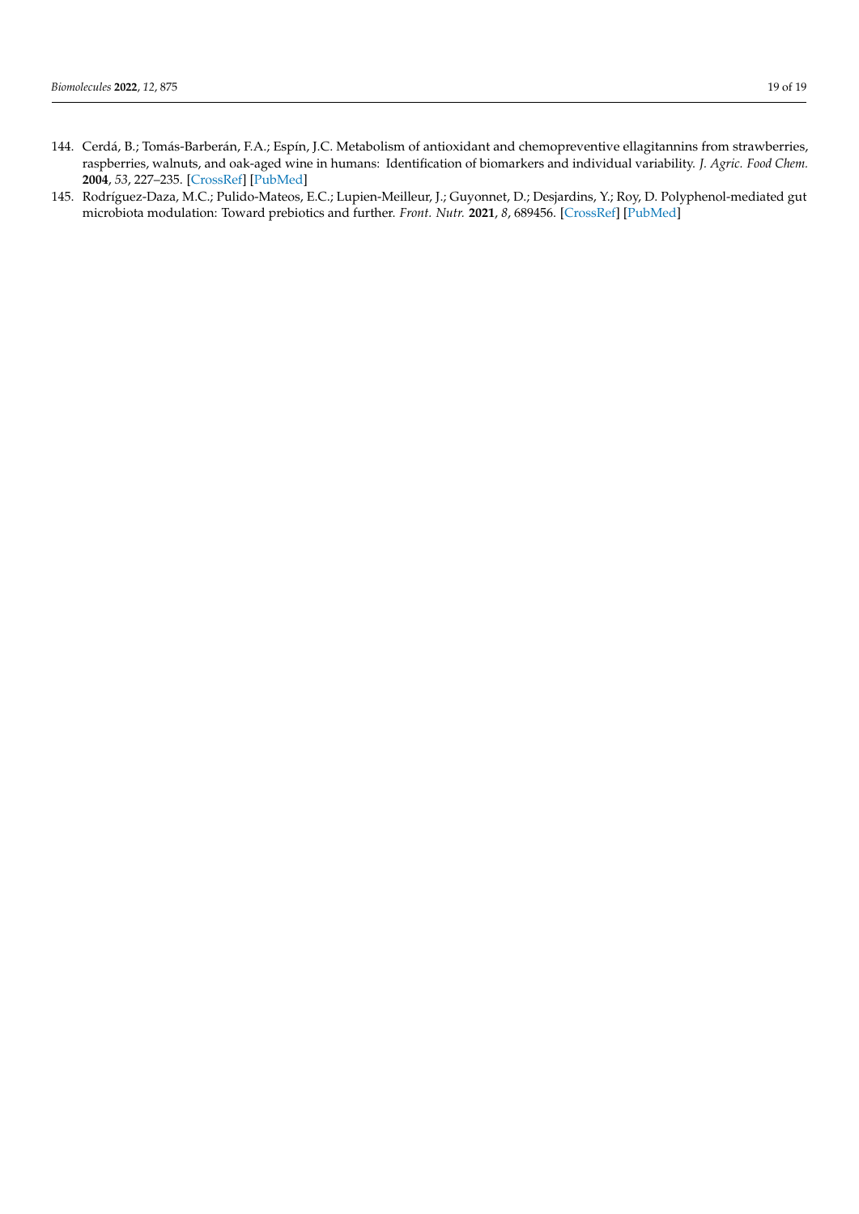144. Cerdá, B.; Tomás-Barberán, F.A.; Espín, J.C. Metabolism of antioxidant and chemopreventive ellagitannins from strawberries, raspberries, walnuts, and oak-aged wine in humans: Identification of biomarkers and individual variability. *J. Agric. Food Chem.* **2004**, *53*, 227–235. [CrossRef] [PubMed]
145. Rodríguez-Daza, M.C.; Pulido-Mateos, E.C.; Lupien-Meilleur, J.; Guyonnet, D.; Desjardins, Y.; Roy, D. Polyphenol-mediated gut microbiota modulation: Toward prebiotics and further. *Front. Nutr.* **2021**, *8*, 689456. [CrossRef] [PubMed]